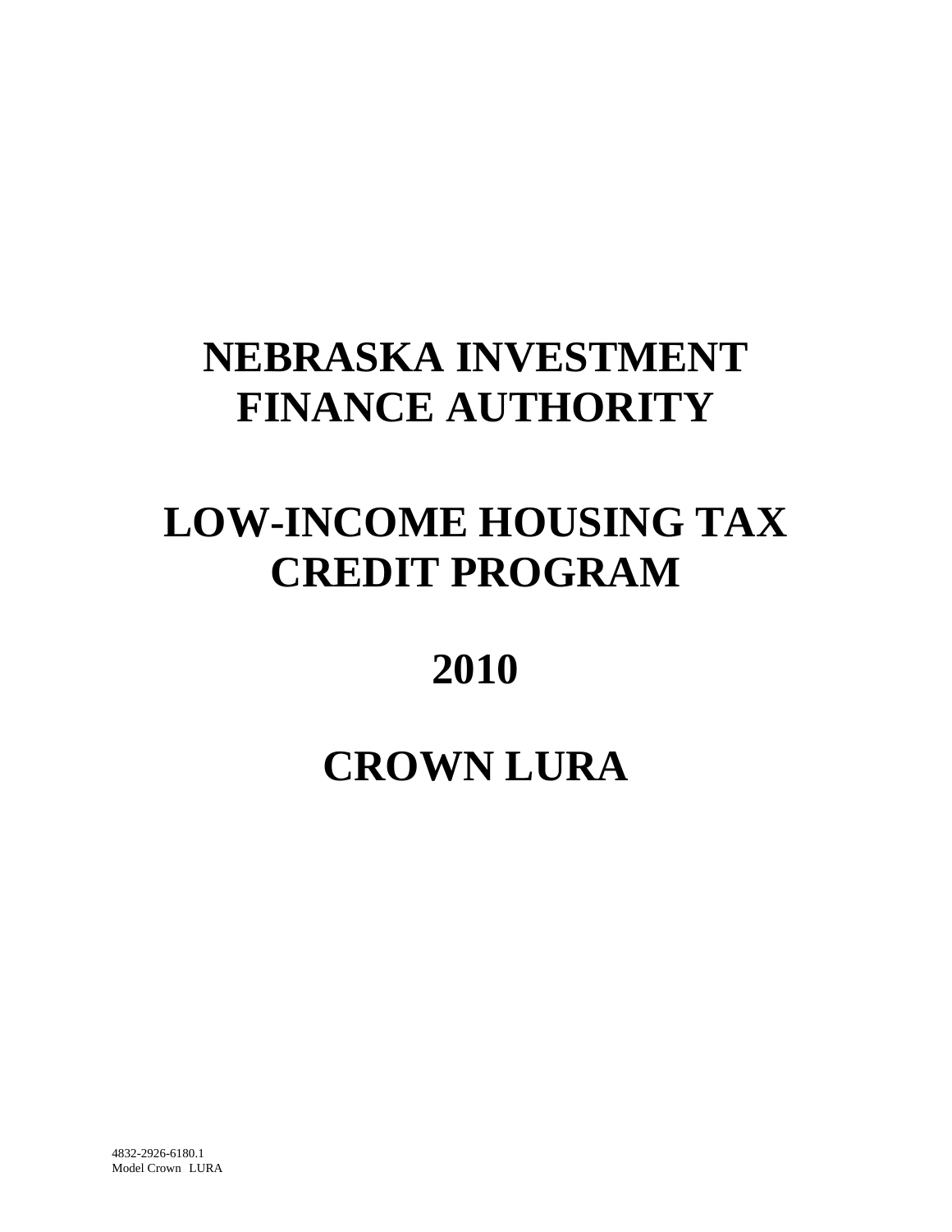# NEBRASKA INVESTMENT FINANCE AUTHORITY

# LOW-INCOME HOUSING TAX CREDIT PROGRAM

# 2010

# CROWN LURA

4832-2926-6180.1
Model Crown LURA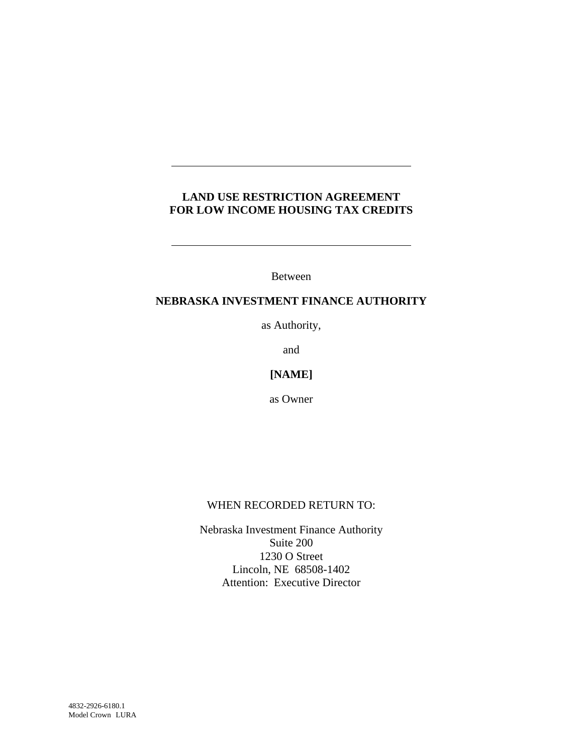---

# LAND USE RESTRICTION AGREEMENT FOR LOW INCOME HOUSING TAX CREDITS

---

Between

**NEBRASKA INVESTMENT FINANCE AUTHORITY**

as Authority,

and

**[NAME]**

as Owner

WHEN RECORDED RETURN TO:

Nebraska Investment Finance Authority
Suite 200
1230 O Street
Lincoln, NE 68508-1402
Attention: Executive Director

4832-2926-6180.1
Model Crown LURA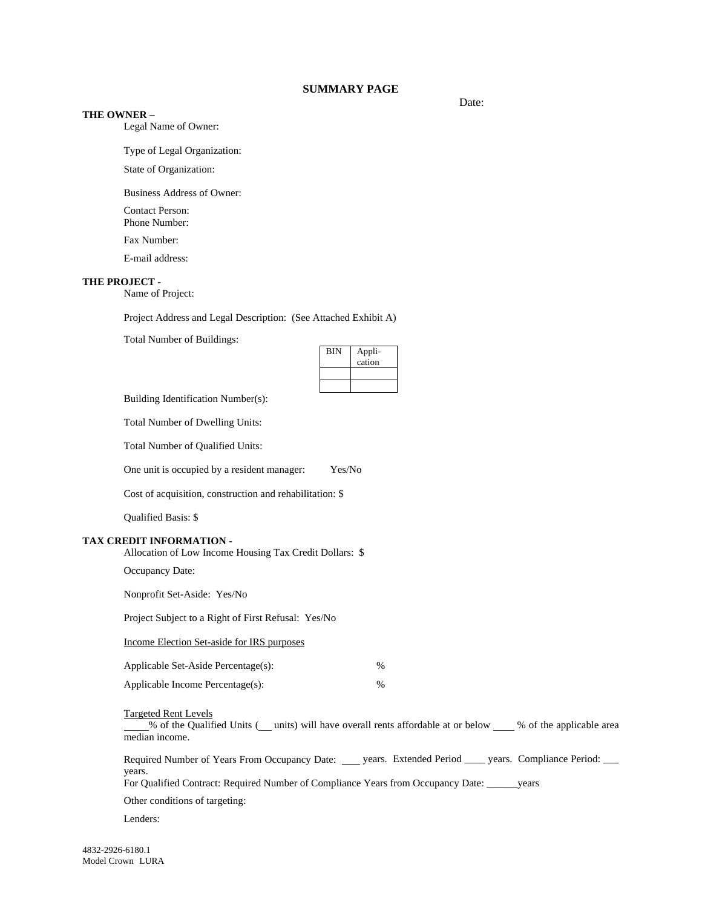# SUMMARY PAGE

Date:

**THE OWNER –**

Legal Name of Owner:

Type of Legal Organization:

State of Organization:

Business Address of Owner:

Contact Person:
Phone Number:

Fax Number:

E-mail address:

**THE PROJECT -**

Name of Project:

Project Address and Legal Description: (See Attached Exhibit A)

Total Number of Buildings:

| BIN | Appli-cation |
|---|---|
| | |
| | |

Building Identification Number(s):

Total Number of Dwelling Units:

Total Number of Qualified Units:

One unit is occupied by a resident manager: Yes/No

Cost of acquisition, construction and rehabilitation: $

Qualified Basis: $

**TAX CREDIT INFORMATION -**

Allocation of Low Income Housing Tax Credit Dollars: $

Occupancy Date:

Nonprofit Set-Aside: Yes/No

Project Subject to a Right of First Refusal: Yes/No

Income Election Set-aside for IRS purposes

Applicable Set-Aside Percentage(s): %

Applicable Income Percentage(s): %

Targeted Rent Levels

____% of the Qualified Units (__ units) will have overall rents affordable at or below ____ % of the applicable area median income.

Required Number of Years From Occupancy Date: ___ years. Extended Period ____ years. Compliance Period: ___ years.
For Qualified Contract: Required Number of Compliance Years from Occupancy Date: ______years

Other conditions of targeting:

Lenders:

4832-2926-6180.1
Model Crown LURA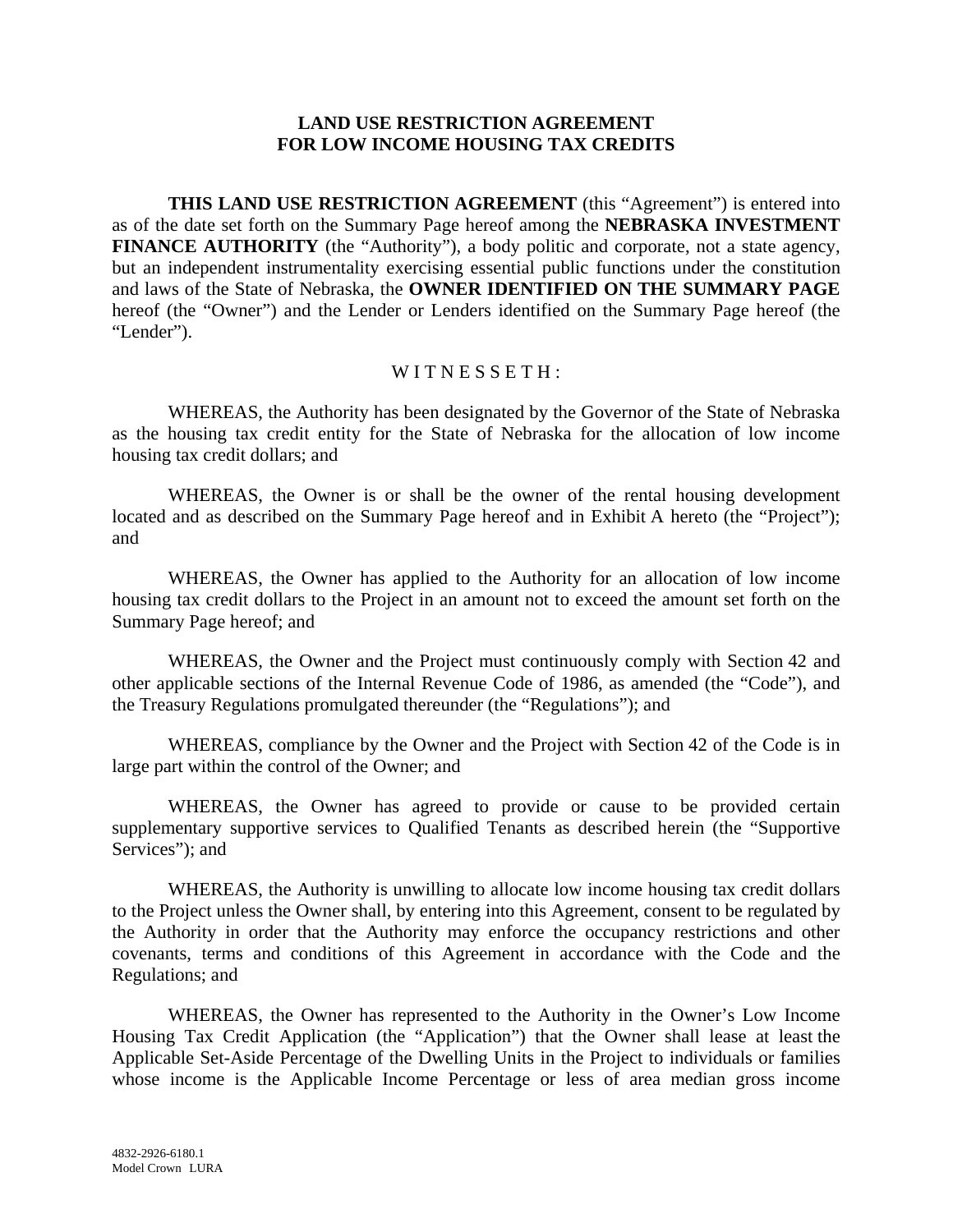**LAND USE RESTRICTION AGREEMENT**
**FOR LOW INCOME HOUSING TAX CREDITS**

**THIS LAND USE RESTRICTION AGREEMENT** (this "Agreement") is entered into as of the date set forth on the Summary Page hereof among the **NEBRASKA INVESTMENT FINANCE AUTHORITY** (the "Authority"), a body politic and corporate, not a state agency, but an independent instrumentality exercising essential public functions under the constitution and laws of the State of Nebraska, the **OWNER IDENTIFIED ON THE SUMMARY PAGE** hereof (the "Owner") and the Lender or Lenders identified on the Summary Page hereof (the "Lender").

W I T N E S S E T H :

WHEREAS, the Authority has been designated by the Governor of the State of Nebraska as the housing tax credit entity for the State of Nebraska for the allocation of low income housing tax credit dollars; and

WHEREAS, the Owner is or shall be the owner of the rental housing development located and as described on the Summary Page hereof and in Exhibit A hereto (the "Project"); and

WHEREAS, the Owner has applied to the Authority for an allocation of low income housing tax credit dollars to the Project in an amount not to exceed the amount set forth on the Summary Page hereof; and

WHEREAS, the Owner and the Project must continuously comply with Section 42 and other applicable sections of the Internal Revenue Code of 1986, as amended (the "Code"), and the Treasury Regulations promulgated thereunder (the "Regulations"); and

WHEREAS, compliance by the Owner and the Project with Section 42 of the Code is in large part within the control of the Owner; and

WHEREAS, the Owner has agreed to provide or cause to be provided certain supplementary supportive services to Qualified Tenants as described herein (the "Supportive Services"); and

WHEREAS, the Authority is unwilling to allocate low income housing tax credit dollars to the Project unless the Owner shall, by entering into this Agreement, consent to be regulated by the Authority in order that the Authority may enforce the occupancy restrictions and other covenants, terms and conditions of this Agreement in accordance with the Code and the Regulations; and

WHEREAS, the Owner has represented to the Authority in the Owner's Low Income Housing Tax Credit Application (the "Application") that the Owner shall lease at least the Applicable Set-Aside Percentage of the Dwelling Units in the Project to individuals or families whose income is the Applicable Income Percentage or less of area median gross income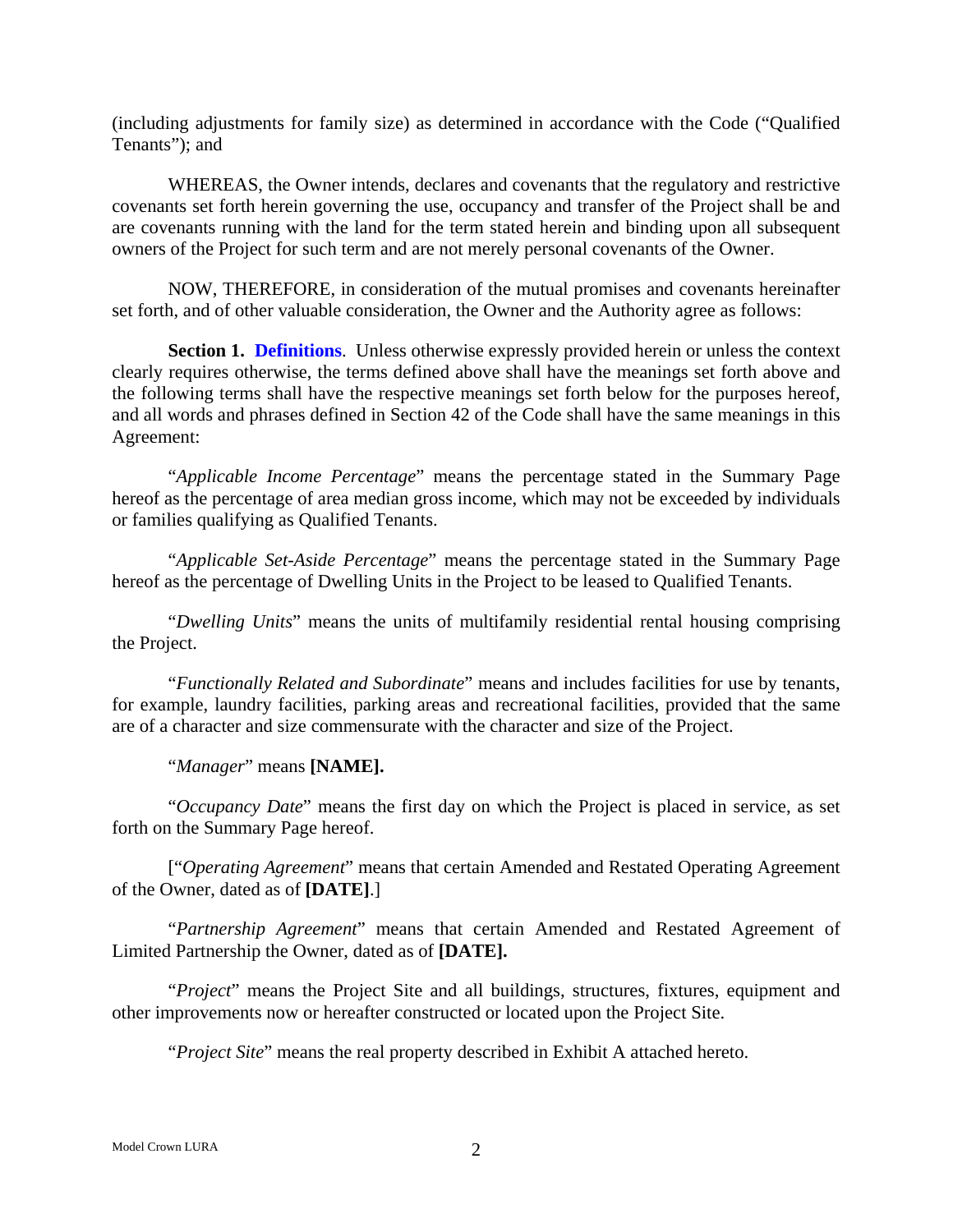(including adjustments for family size) as determined in accordance with the Code ("Qualified Tenants"); and

WHEREAS, the Owner intends, declares and covenants that the regulatory and restrictive covenants set forth herein governing the use, occupancy and transfer of the Project shall be and are covenants running with the land for the term stated herein and binding upon all subsequent owners of the Project for such term and are not merely personal covenants of the Owner.

NOW, THEREFORE, in consideration of the mutual promises and covenants hereinafter set forth, and of other valuable consideration, the Owner and the Authority agree as follows:

**Section 1. Definitions**. Unless otherwise expressly provided herein or unless the context clearly requires otherwise, the terms defined above shall have the meanings set forth above and the following terms shall have the respective meanings set forth below for the purposes hereof, and all words and phrases defined in Section 42 of the Code shall have the same meanings in this Agreement:

"*Applicable Income Percentage*" means the percentage stated in the Summary Page hereof as the percentage of area median gross income, which may not be exceeded by individuals or families qualifying as Qualified Tenants.

"*Applicable Set-Aside Percentage*" means the percentage stated in the Summary Page hereof as the percentage of Dwelling Units in the Project to be leased to Qualified Tenants.

"*Dwelling Units*" means the units of multifamily residential rental housing comprising the Project.

"*Functionally Related and Subordinate*" means and includes facilities for use by tenants, for example, laundry facilities, parking areas and recreational facilities, provided that the same are of a character and size commensurate with the character and size of the Project.

"*Manager*" means **[NAME].**

"*Occupancy Date*" means the first day on which the Project is placed in service, as set forth on the Summary Page hereof.

["*Operating Agreement*" means that certain Amended and Restated Operating Agreement of the Owner, dated as of **[DATE]**.]

"*Partnership Agreement*" means that certain Amended and Restated Agreement of Limited Partnership the Owner, dated as of **[DATE].**

"*Project*" means the Project Site and all buildings, structures, fixtures, equipment and other improvements now or hereafter constructed or located upon the Project Site.

"*Project Site*" means the real property described in Exhibit A attached hereto.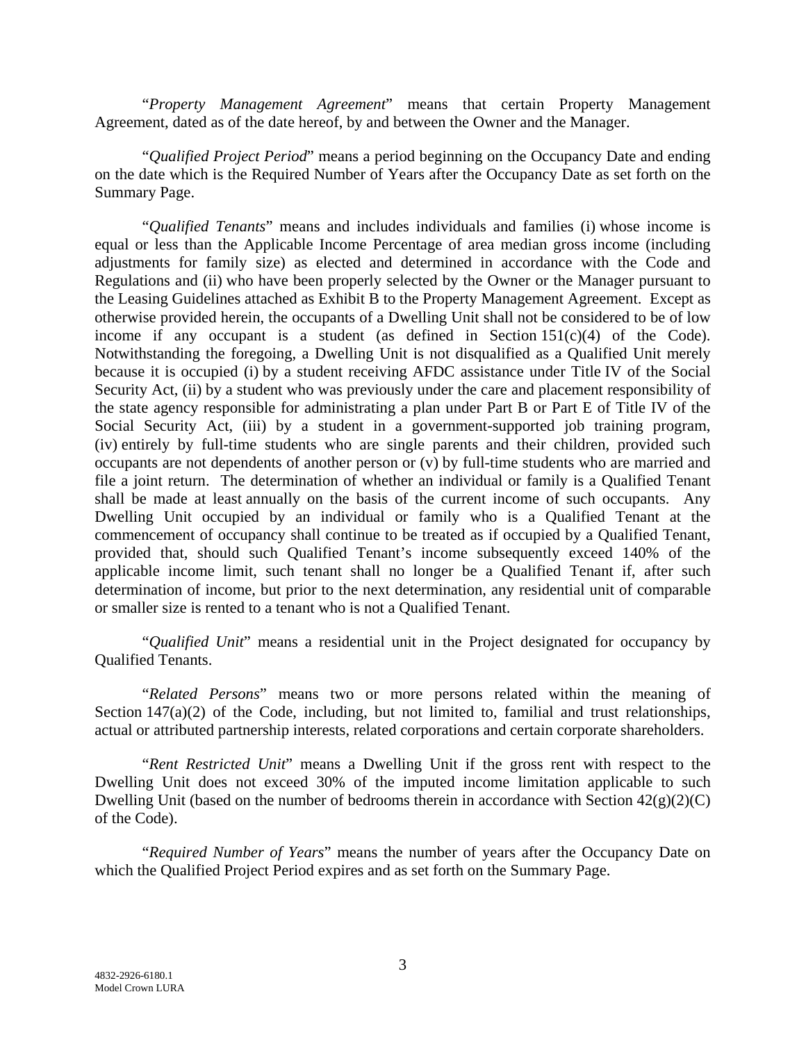"*Property Management Agreement*" means that certain Property Management Agreement, dated as of the date hereof, by and between the Owner and the Manager.

"*Qualified Project Period*" means a period beginning on the Occupancy Date and ending on the date which is the Required Number of Years after the Occupancy Date as set forth on the Summary Page.

"*Qualified Tenants*" means and includes individuals and families (i) whose income is equal or less than the Applicable Income Percentage of area median gross income (including adjustments for family size) as elected and determined in accordance with the Code and Regulations and (ii) who have been properly selected by the Owner or the Manager pursuant to the Leasing Guidelines attached as Exhibit B to the Property Management Agreement. Except as otherwise provided herein, the occupants of a Dwelling Unit shall not be considered to be of low income if any occupant is a student (as defined in Section 151(c)(4) of the Code). Notwithstanding the foregoing, a Dwelling Unit is not disqualified as a Qualified Unit merely because it is occupied (i) by a student receiving AFDC assistance under Title IV of the Social Security Act, (ii) by a student who was previously under the care and placement responsibility of the state agency responsible for administrating a plan under Part B or Part E of Title IV of the Social Security Act, (iii) by a student in a government-supported job training program, (iv) entirely by full-time students who are single parents and their children, provided such occupants are not dependents of another person or (v) by full-time students who are married and file a joint return. The determination of whether an individual or family is a Qualified Tenant shall be made at least annually on the basis of the current income of such occupants. Any Dwelling Unit occupied by an individual or family who is a Qualified Tenant at the commencement of occupancy shall continue to be treated as if occupied by a Qualified Tenant, provided that, should such Qualified Tenant's income subsequently exceed 140% of the applicable income limit, such tenant shall no longer be a Qualified Tenant if, after such determination of income, but prior to the next determination, any residential unit of comparable or smaller size is rented to a tenant who is not a Qualified Tenant.

"*Qualified Unit*" means a residential unit in the Project designated for occupancy by Qualified Tenants.

"*Related Persons*" means two or more persons related within the meaning of Section 147(a)(2) of the Code, including, but not limited to, familial and trust relationships, actual or attributed partnership interests, related corporations and certain corporate shareholders.

"*Rent Restricted Unit*" means a Dwelling Unit if the gross rent with respect to the Dwelling Unit does not exceed 30% of the imputed income limitation applicable to such Dwelling Unit (based on the number of bedrooms therein in accordance with Section 42(g)(2)(C) of the Code).

"*Required Number of Years*" means the number of years after the Occupancy Date on which the Qualified Project Period expires and as set forth on the Summary Page.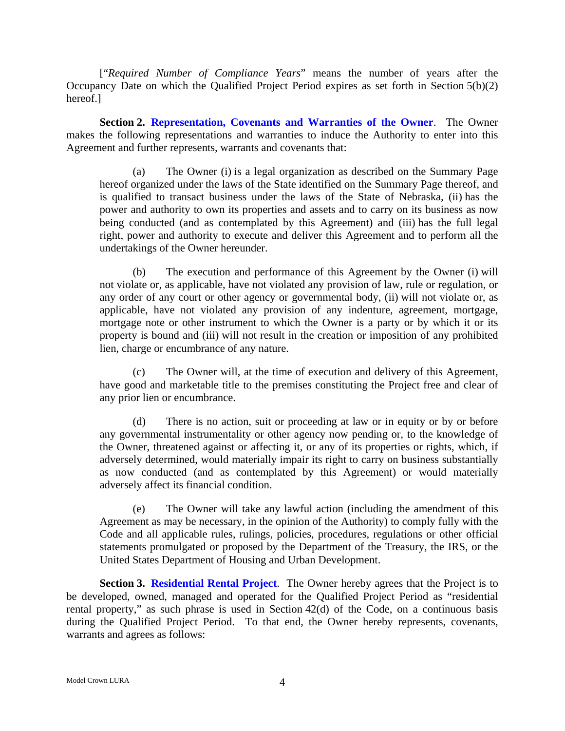["*Required Number of Compliance Years*" means the number of years after the Occupancy Date on which the Qualified Project Period expires as set forth in Section 5(b)(2) hereof.]

**Section 2. Representation, Covenants and Warranties of the Owner**. The Owner makes the following representations and warranties to induce the Authority to enter into this Agreement and further represents, warrants and covenants that:

(a) The Owner (i) is a legal organization as described on the Summary Page hereof organized under the laws of the State identified on the Summary Page thereof, and is qualified to transact business under the laws of the State of Nebraska, (ii) has the power and authority to own its properties and assets and to carry on its business as now being conducted (and as contemplated by this Agreement) and (iii) has the full legal right, power and authority to execute and deliver this Agreement and to perform all the undertakings of the Owner hereunder.

(b) The execution and performance of this Agreement by the Owner (i) will not violate or, as applicable, have not violated any provision of law, rule or regulation, or any order of any court or other agency or governmental body, (ii) will not violate or, as applicable, have not violated any provision of any indenture, agreement, mortgage, mortgage note or other instrument to which the Owner is a party or by which it or its property is bound and (iii) will not result in the creation or imposition of any prohibited lien, charge or encumbrance of any nature.

(c) The Owner will, at the time of execution and delivery of this Agreement, have good and marketable title to the premises constituting the Project free and clear of any prior lien or encumbrance.

(d) There is no action, suit or proceeding at law or in equity or by or before any governmental instrumentality or other agency now pending or, to the knowledge of the Owner, threatened against or affecting it, or any of its properties or rights, which, if adversely determined, would materially impair its right to carry on business substantially as now conducted (and as contemplated by this Agreement) or would materially adversely affect its financial condition.

(e) The Owner will take any lawful action (including the amendment of this Agreement as may be necessary, in the opinion of the Authority) to comply fully with the Code and all applicable rules, rulings, policies, procedures, regulations or other official statements promulgated or proposed by the Department of the Treasury, the IRS, or the United States Department of Housing and Urban Development.

**Section 3. Residential Rental Project**. The Owner hereby agrees that the Project is to be developed, owned, managed and operated for the Qualified Project Period as "residential rental property," as such phrase is used in Section 42(d) of the Code, on a continuous basis during the Qualified Project Period. To that end, the Owner hereby represents, covenants, warrants and agrees as follows: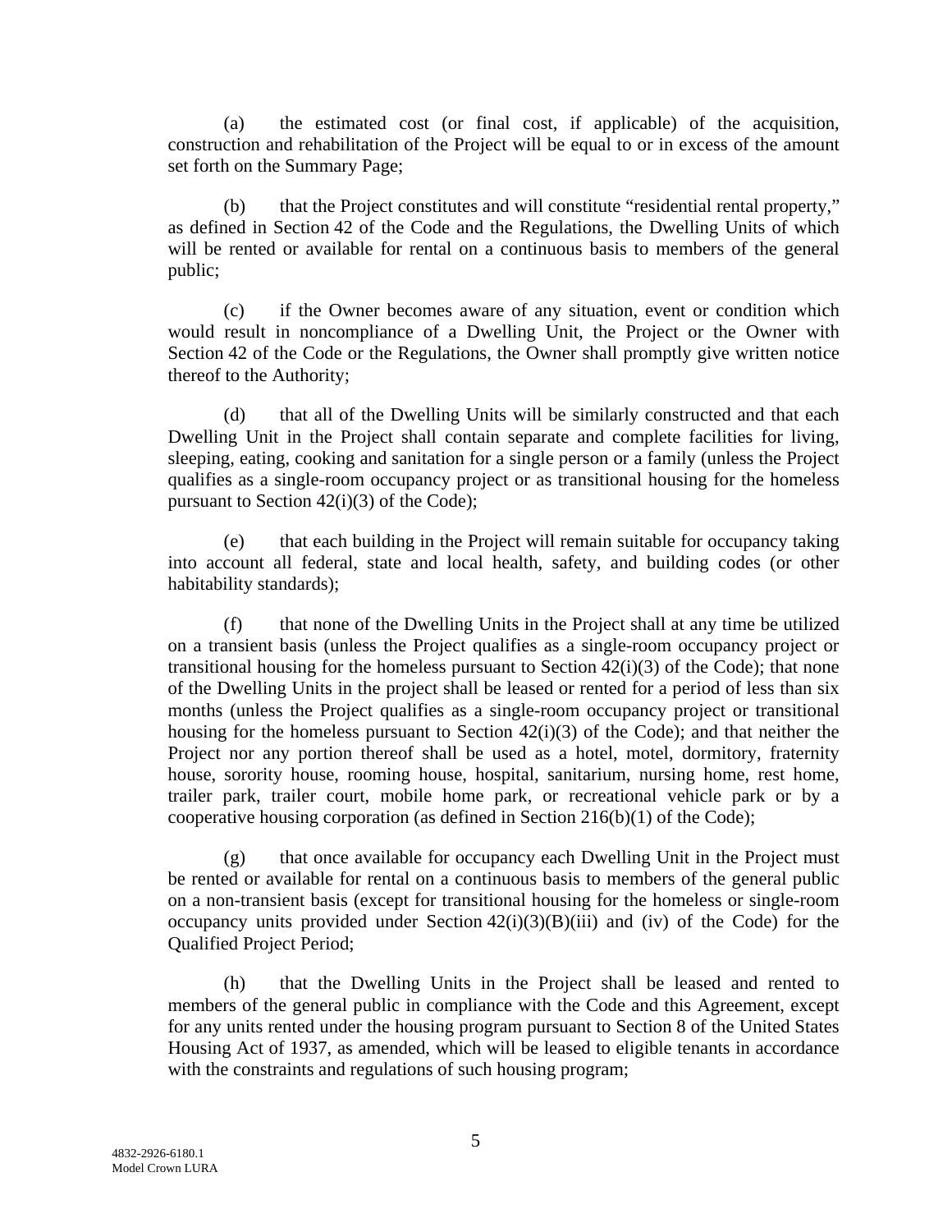(a) the estimated cost (or final cost, if applicable) of the acquisition, construction and rehabilitation of the Project will be equal to or in excess of the amount set forth on the Summary Page;

(b) that the Project constitutes and will constitute "residential rental property," as defined in Section 42 of the Code and the Regulations, the Dwelling Units of which will be rented or available for rental on a continuous basis to members of the general public;

(c) if the Owner becomes aware of any situation, event or condition which would result in noncompliance of a Dwelling Unit, the Project or the Owner with Section 42 of the Code or the Regulations, the Owner shall promptly give written notice thereof to the Authority;

(d) that all of the Dwelling Units will be similarly constructed and that each Dwelling Unit in the Project shall contain separate and complete facilities for living, sleeping, eating, cooking and sanitation for a single person or a family (unless the Project qualifies as a single-room occupancy project or as transitional housing for the homeless pursuant to Section 42(i)(3) of the Code);

(e) that each building in the Project will remain suitable for occupancy taking into account all federal, state and local health, safety, and building codes (or other habitability standards);

(f) that none of the Dwelling Units in the Project shall at any time be utilized on a transient basis (unless the Project qualifies as a single-room occupancy project or transitional housing for the homeless pursuant to Section 42(i)(3) of the Code); that none of the Dwelling Units in the project shall be leased or rented for a period of less than six months (unless the Project qualifies as a single-room occupancy project or transitional housing for the homeless pursuant to Section 42(i)(3) of the Code); and that neither the Project nor any portion thereof shall be used as a hotel, motel, dormitory, fraternity house, sorority house, rooming house, hospital, sanitarium, nursing home, rest home, trailer park, trailer court, mobile home park, or recreational vehicle park or by a cooperative housing corporation (as defined in Section 216(b)(1) of the Code);

(g) that once available for occupancy each Dwelling Unit in the Project must be rented or available for rental on a continuous basis to members of the general public on a non-transient basis (except for transitional housing for the homeless or single-room occupancy units provided under Section 42(i)(3)(B)(iii) and (iv) of the Code) for the Qualified Project Period;

(h) that the Dwelling Units in the Project shall be leased and rented to members of the general public in compliance with the Code and this Agreement, except for any units rented under the housing program pursuant to Section 8 of the United States Housing Act of 1937, as amended, which will be leased to eligible tenants in accordance with the constraints and regulations of such housing program;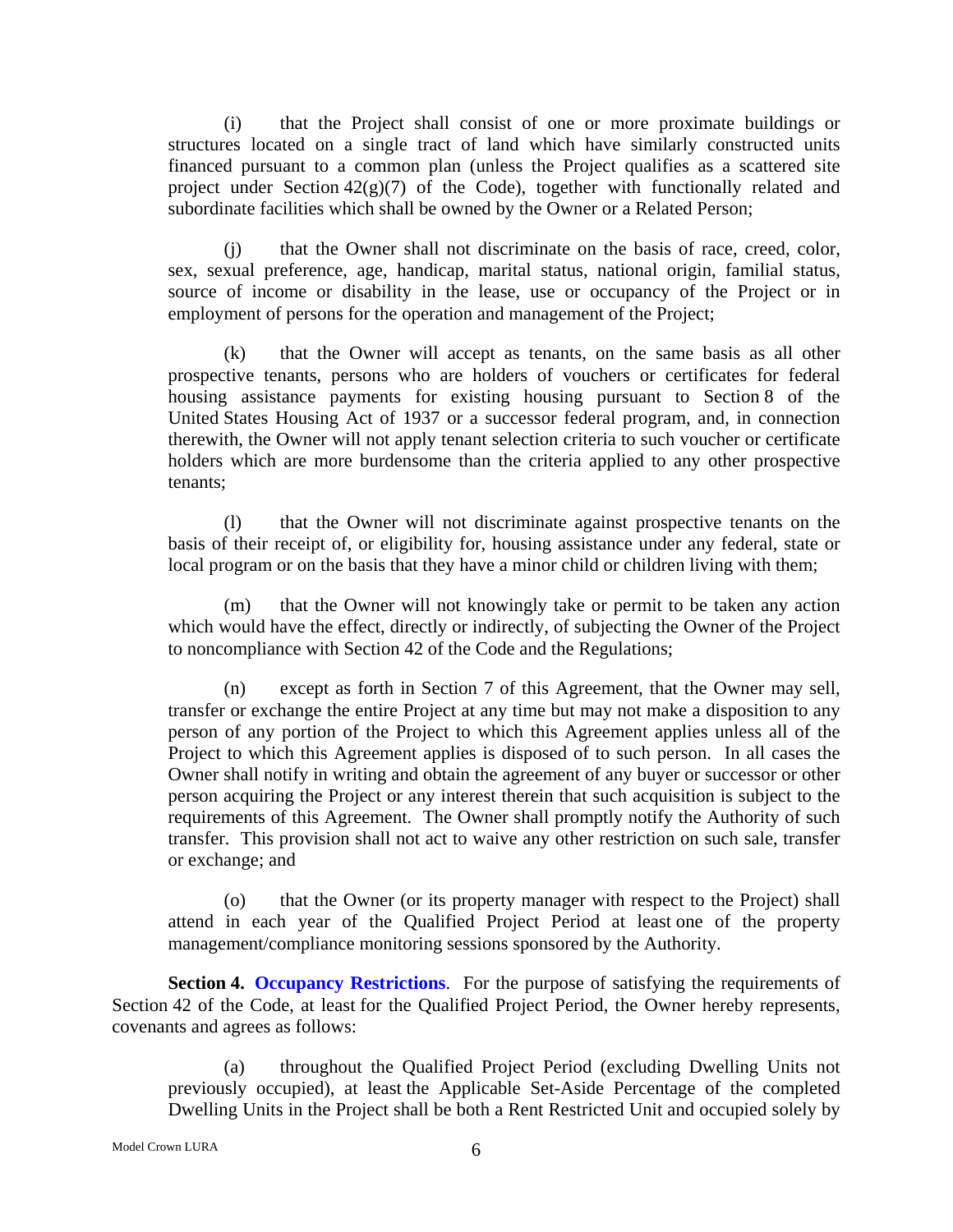(i) that the Project shall consist of one or more proximate buildings or structures located on a single tract of land which have similarly constructed units financed pursuant to a common plan (unless the Project qualifies as a scattered site project under Section 42(g)(7) of the Code), together with functionally related and subordinate facilities which shall be owned by the Owner or a Related Person;

(j) that the Owner shall not discriminate on the basis of race, creed, color, sex, sexual preference, age, handicap, marital status, national origin, familial status, source of income or disability in the lease, use or occupancy of the Project or in employment of persons for the operation and management of the Project;

(k) that the Owner will accept as tenants, on the same basis as all other prospective tenants, persons who are holders of vouchers or certificates for federal housing assistance payments for existing housing pursuant to Section 8 of the United States Housing Act of 1937 or a successor federal program, and, in connection therewith, the Owner will not apply tenant selection criteria to such voucher or certificate holders which are more burdensome than the criteria applied to any other prospective tenants;

(l) that the Owner will not discriminate against prospective tenants on the basis of their receipt of, or eligibility for, housing assistance under any federal, state or local program or on the basis that they have a minor child or children living with them;

(m) that the Owner will not knowingly take or permit to be taken any action which would have the effect, directly or indirectly, of subjecting the Owner of the Project to noncompliance with Section 42 of the Code and the Regulations;

(n) except as forth in Section 7 of this Agreement, that the Owner may sell, transfer or exchange the entire Project at any time but may not make a disposition to any person of any portion of the Project to which this Agreement applies unless all of the Project to which this Agreement applies is disposed of to such person. In all cases the Owner shall notify in writing and obtain the agreement of any buyer or successor or other person acquiring the Project or any interest therein that such acquisition is subject to the requirements of this Agreement. The Owner shall promptly notify the Authority of such transfer. This provision shall not act to waive any other restriction on such sale, transfer or exchange; and

(o) that the Owner (or its property manager with respect to the Project) shall attend in each year of the Qualified Project Period at least one of the property management/compliance monitoring sessions sponsored by the Authority.

**Section 4. Occupancy Restrictions**. For the purpose of satisfying the requirements of Section 42 of the Code, at least for the Qualified Project Period, the Owner hereby represents, covenants and agrees as follows:

(a) throughout the Qualified Project Period (excluding Dwelling Units not previously occupied), at least the Applicable Set-Aside Percentage of the completed Dwelling Units in the Project shall be both a Rent Restricted Unit and occupied solely by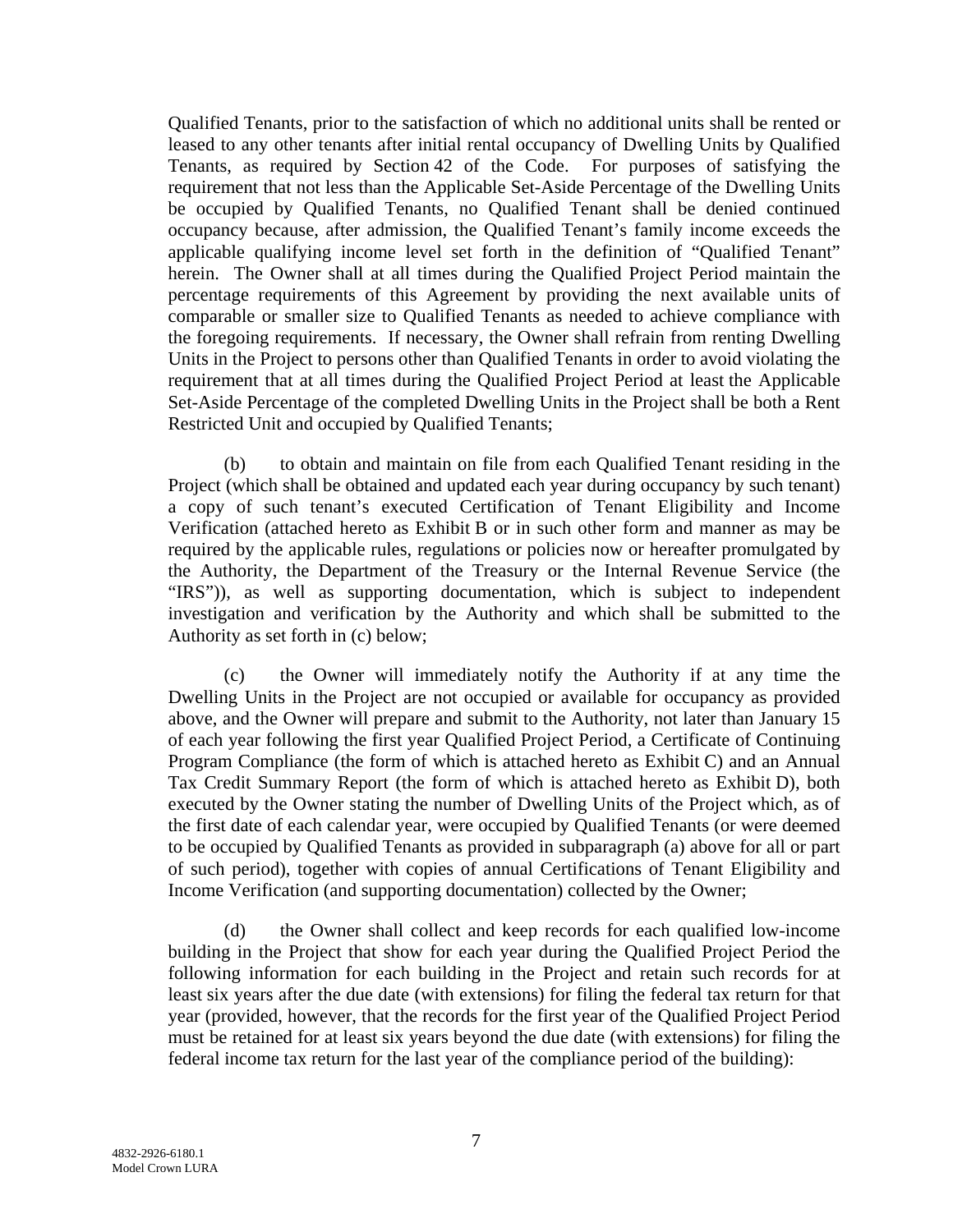Qualified Tenants, prior to the satisfaction of which no additional units shall be rented or leased to any other tenants after initial rental occupancy of Dwelling Units by Qualified Tenants, as required by Section 42 of the Code. For purposes of satisfying the requirement that not less than the Applicable Set-Aside Percentage of the Dwelling Units be occupied by Qualified Tenants, no Qualified Tenant shall be denied continued occupancy because, after admission, the Qualified Tenant's family income exceeds the applicable qualifying income level set forth in the definition of "Qualified Tenant" herein. The Owner shall at all times during the Qualified Project Period maintain the percentage requirements of this Agreement by providing the next available units of comparable or smaller size to Qualified Tenants as needed to achieve compliance with the foregoing requirements. If necessary, the Owner shall refrain from renting Dwelling Units in the Project to persons other than Qualified Tenants in order to avoid violating the requirement that at all times during the Qualified Project Period at least the Applicable Set-Aside Percentage of the completed Dwelling Units in the Project shall be both a Rent Restricted Unit and occupied by Qualified Tenants;

(b) to obtain and maintain on file from each Qualified Tenant residing in the Project (which shall be obtained and updated each year during occupancy by such tenant) a copy of such tenant's executed Certification of Tenant Eligibility and Income Verification (attached hereto as Exhibit B or in such other form and manner as may be required by the applicable rules, regulations or policies now or hereafter promulgated by the Authority, the Department of the Treasury or the Internal Revenue Service (the "IRS")), as well as supporting documentation, which is subject to independent investigation and verification by the Authority and which shall be submitted to the Authority as set forth in (c) below;

(c) the Owner will immediately notify the Authority if at any time the Dwelling Units in the Project are not occupied or available for occupancy as provided above, and the Owner will prepare and submit to the Authority, not later than January 15 of each year following the first year Qualified Project Period, a Certificate of Continuing Program Compliance (the form of which is attached hereto as Exhibit C) and an Annual Tax Credit Summary Report (the form of which is attached hereto as Exhibit D), both executed by the Owner stating the number of Dwelling Units of the Project which, as of the first date of each calendar year, were occupied by Qualified Tenants (or were deemed to be occupied by Qualified Tenants as provided in subparagraph (a) above for all or part of such period), together with copies of annual Certifications of Tenant Eligibility and Income Verification (and supporting documentation) collected by the Owner;

(d) the Owner shall collect and keep records for each qualified low-income building in the Project that show for each year during the Qualified Project Period the following information for each building in the Project and retain such records for at least six years after the due date (with extensions) for filing the federal tax return for that year (provided, however, that the records for the first year of the Qualified Project Period must be retained for at least six years beyond the due date (with extensions) for filing the federal income tax return for the last year of the compliance period of the building):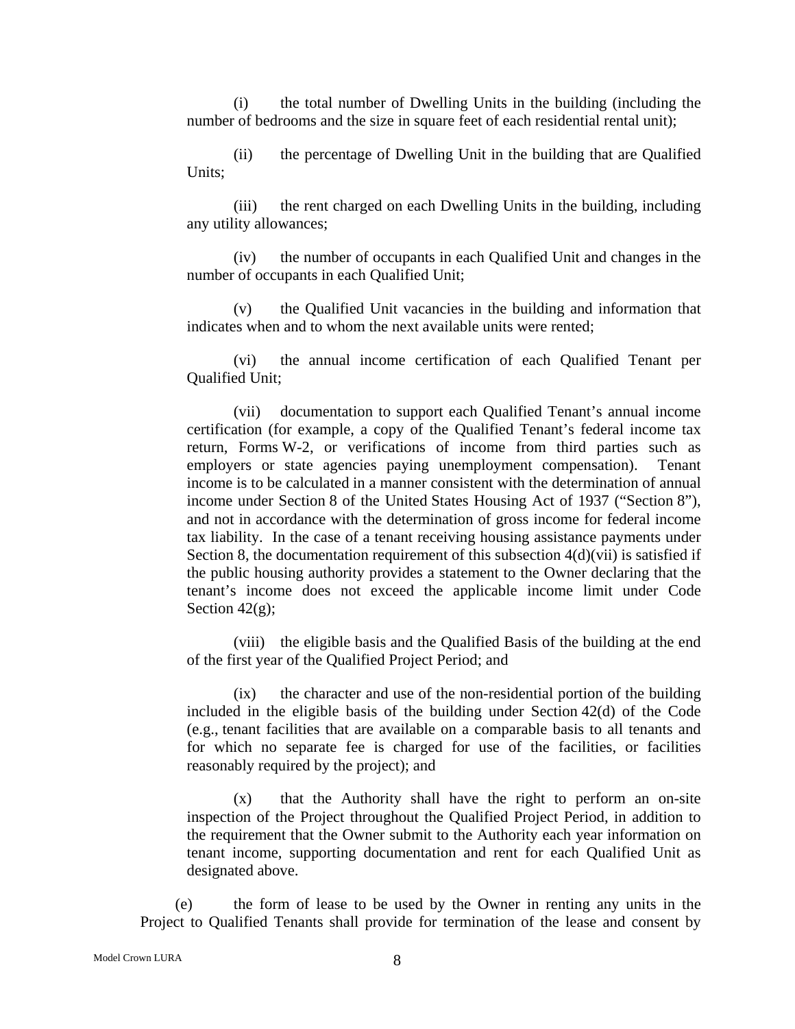(i) the total number of Dwelling Units in the building (including the number of bedrooms and the size in square feet of each residential rental unit);

(ii) the percentage of Dwelling Unit in the building that are Qualified Units;

(iii) the rent charged on each Dwelling Units in the building, including any utility allowances;

(iv) the number of occupants in each Qualified Unit and changes in the number of occupants in each Qualified Unit;

(v) the Qualified Unit vacancies in the building and information that indicates when and to whom the next available units were rented;

(vi) the annual income certification of each Qualified Tenant per Qualified Unit;

(vii) documentation to support each Qualified Tenant's annual income certification (for example, a copy of the Qualified Tenant's federal income tax return, Forms W-2, or verifications of income from third parties such as employers or state agencies paying unemployment compensation). Tenant income is to be calculated in a manner consistent with the determination of annual income under Section 8 of the United States Housing Act of 1937 ("Section 8"), and not in accordance with the determination of gross income for federal income tax liability. In the case of a tenant receiving housing assistance payments under Section 8, the documentation requirement of this subsection 4(d)(vii) is satisfied if the public housing authority provides a statement to the Owner declaring that the tenant's income does not exceed the applicable income limit under Code Section 42(g);

(viii) the eligible basis and the Qualified Basis of the building at the end of the first year of the Qualified Project Period; and

(ix) the character and use of the non-residential portion of the building included in the eligible basis of the building under Section 42(d) of the Code (e.g., tenant facilities that are available on a comparable basis to all tenants and for which no separate fee is charged for use of the facilities, or facilities reasonably required by the project); and

(x) that the Authority shall have the right to perform an on-site inspection of the Project throughout the Qualified Project Period, in addition to the requirement that the Owner submit to the Authority each year information on tenant income, supporting documentation and rent for each Qualified Unit as designated above.

(e) the form of lease to be used by the Owner in renting any units in the Project to Qualified Tenants shall provide for termination of the lease and consent by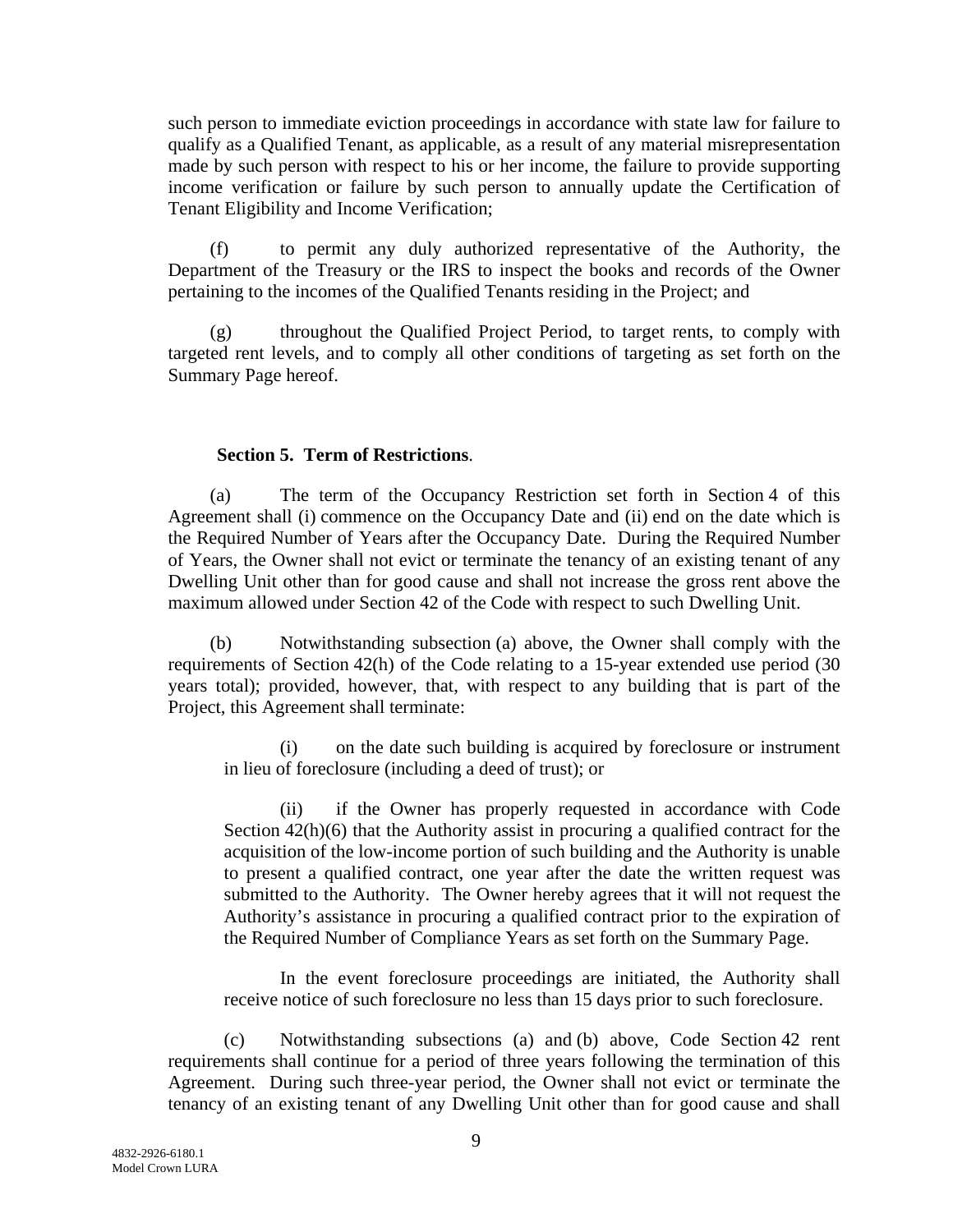such person to immediate eviction proceedings in accordance with state law for failure to qualify as a Qualified Tenant, as applicable, as a result of any material misrepresentation made by such person with respect to his or her income, the failure to provide supporting income verification or failure by such person to annually update the Certification of Tenant Eligibility and Income Verification;

(f) to permit any duly authorized representative of the Authority, the Department of the Treasury or the IRS to inspect the books and records of the Owner pertaining to the incomes of the Qualified Tenants residing in the Project; and

(g) throughout the Qualified Project Period, to target rents, to comply with targeted rent levels, and to comply all other conditions of targeting as set forth on the Summary Page hereof.

**Section 5. Term of Restrictions**.

(a) The term of the Occupancy Restriction set forth in Section 4 of this Agreement shall (i) commence on the Occupancy Date and (ii) end on the date which is the Required Number of Years after the Occupancy Date. During the Required Number of Years, the Owner shall not evict or terminate the tenancy of an existing tenant of any Dwelling Unit other than for good cause and shall not increase the gross rent above the maximum allowed under Section 42 of the Code with respect to such Dwelling Unit.

(b) Notwithstanding subsection (a) above, the Owner shall comply with the requirements of Section 42(h) of the Code relating to a 15-year extended use period (30 years total); provided, however, that, with respect to any building that is part of the Project, this Agreement shall terminate:

(i) on the date such building is acquired by foreclosure or instrument in lieu of foreclosure (including a deed of trust); or

(ii) if the Owner has properly requested in accordance with Code Section 42(h)(6) that the Authority assist in procuring a qualified contract for the acquisition of the low-income portion of such building and the Authority is unable to present a qualified contract, one year after the date the written request was submitted to the Authority. The Owner hereby agrees that it will not request the Authority's assistance in procuring a qualified contract prior to the expiration of the Required Number of Compliance Years as set forth on the Summary Page.

In the event foreclosure proceedings are initiated, the Authority shall receive notice of such foreclosure no less than 15 days prior to such foreclosure.

(c) Notwithstanding subsections (a) and (b) above, Code Section 42 rent requirements shall continue for a period of three years following the termination of this Agreement. During such three-year period, the Owner shall not evict or terminate the tenancy of an existing tenant of any Dwelling Unit other than for good cause and shall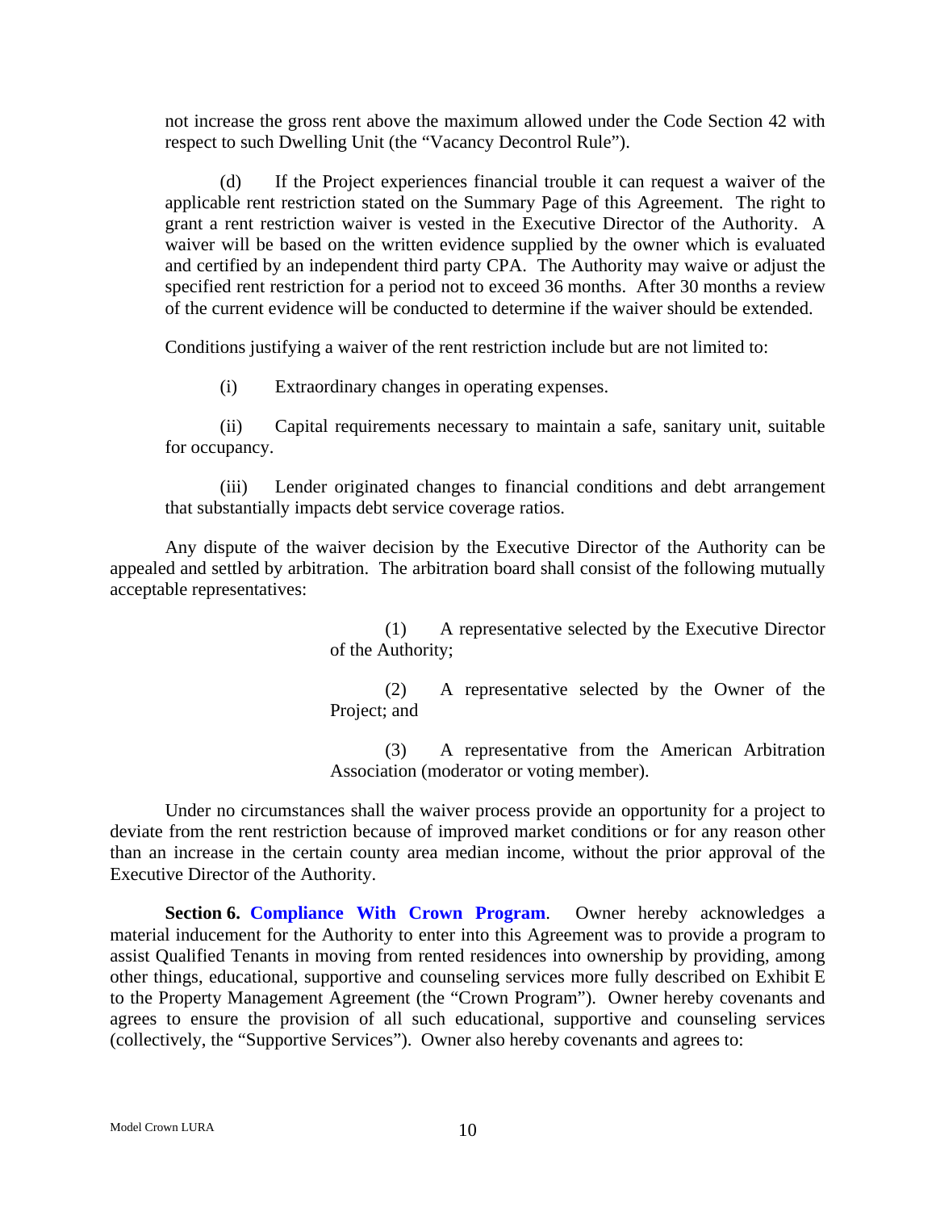not increase the gross rent above the maximum allowed under the Code Section 42 with respect to such Dwelling Unit (the "Vacancy Decontrol Rule").

(d) If the Project experiences financial trouble it can request a waiver of the applicable rent restriction stated on the Summary Page of this Agreement. The right to grant a rent restriction waiver is vested in the Executive Director of the Authority. A waiver will be based on the written evidence supplied by the owner which is evaluated and certified by an independent third party CPA. The Authority may waive or adjust the specified rent restriction for a period not to exceed 36 months. After 30 months a review of the current evidence will be conducted to determine if the waiver should be extended.

Conditions justifying a waiver of the rent restriction include but are not limited to:

(i) Extraordinary changes in operating expenses.

(ii) Capital requirements necessary to maintain a safe, sanitary unit, suitable for occupancy.

(iii) Lender originated changes to financial conditions and debt arrangement that substantially impacts debt service coverage ratios.

Any dispute of the waiver decision by the Executive Director of the Authority can be appealed and settled by arbitration. The arbitration board shall consist of the following mutually acceptable representatives:

(1) A representative selected by the Executive Director of the Authority;

(2) A representative selected by the Owner of the Project; and

(3) A representative from the American Arbitration Association (moderator or voting member).

Under no circumstances shall the waiver process provide an opportunity for a project to deviate from the rent restriction because of improved market conditions or for any reason other than an increase in the certain county area median income, without the prior approval of the Executive Director of the Authority.

**Section 6. Compliance With Crown Program**. Owner hereby acknowledges a material inducement for the Authority to enter into this Agreement was to provide a program to assist Qualified Tenants in moving from rented residences into ownership by providing, among other things, educational, supportive and counseling services more fully described on Exhibit E to the Property Management Agreement (the "Crown Program"). Owner hereby covenants and agrees to ensure the provision of all such educational, supportive and counseling services (collectively, the "Supportive Services"). Owner also hereby covenants and agrees to: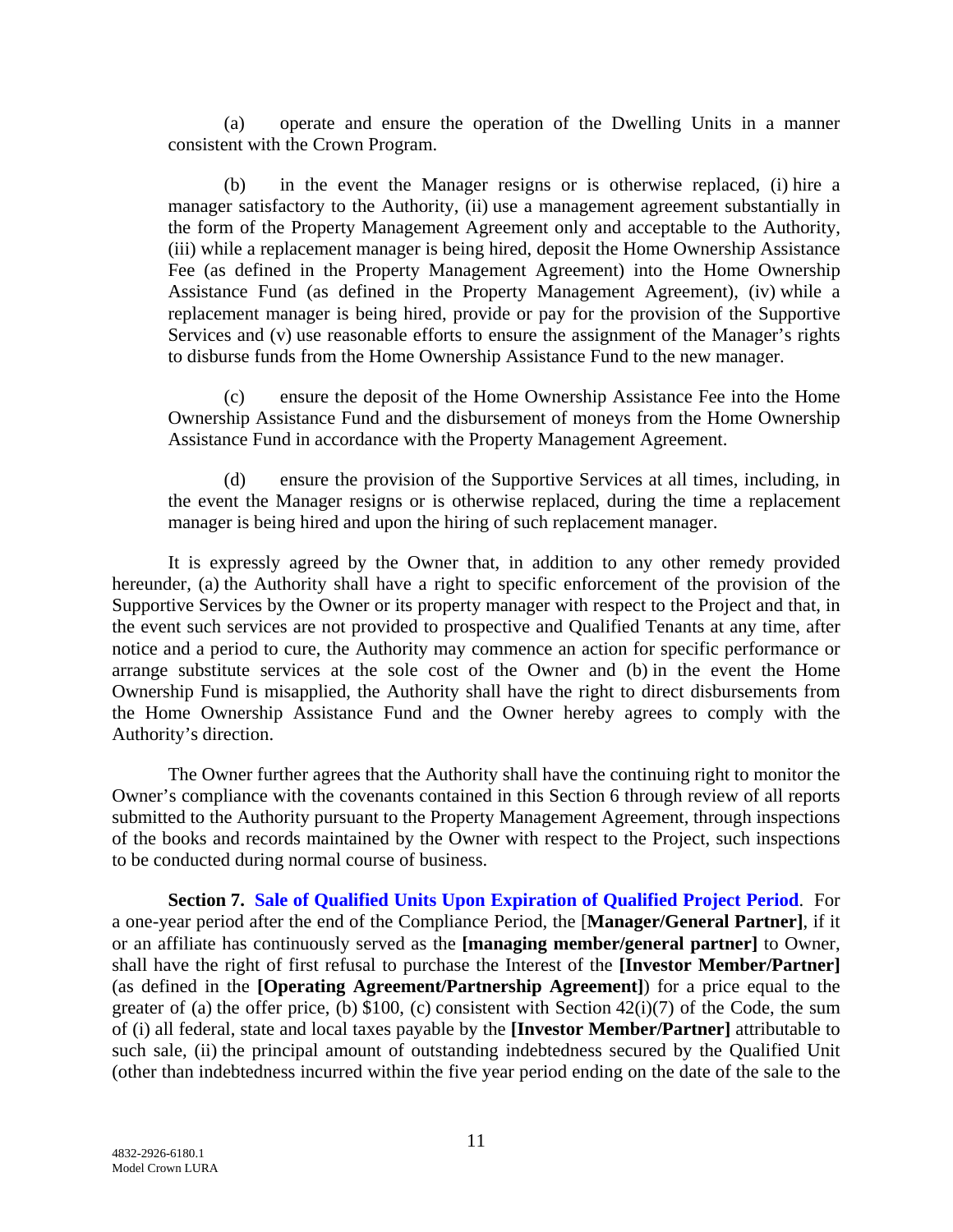(a) operate and ensure the operation of the Dwelling Units in a manner consistent with the Crown Program.

(b) in the event the Manager resigns or is otherwise replaced, (i) hire a manager satisfactory to the Authority, (ii) use a management agreement substantially in the form of the Property Management Agreement only and acceptable to the Authority, (iii) while a replacement manager is being hired, deposit the Home Ownership Assistance Fee (as defined in the Property Management Agreement) into the Home Ownership Assistance Fund (as defined in the Property Management Agreement), (iv) while a replacement manager is being hired, provide or pay for the provision of the Supportive Services and (v) use reasonable efforts to ensure the assignment of the Manager's rights to disburse funds from the Home Ownership Assistance Fund to the new manager.

(c) ensure the deposit of the Home Ownership Assistance Fee into the Home Ownership Assistance Fund and the disbursement of moneys from the Home Ownership Assistance Fund in accordance with the Property Management Agreement.

(d) ensure the provision of the Supportive Services at all times, including, in the event the Manager resigns or is otherwise replaced, during the time a replacement manager is being hired and upon the hiring of such replacement manager.

It is expressly agreed by the Owner that, in addition to any other remedy provided hereunder, (a) the Authority shall have a right to specific enforcement of the provision of the Supportive Services by the Owner or its property manager with respect to the Project and that, in the event such services are not provided to prospective and Qualified Tenants at any time, after notice and a period to cure, the Authority may commence an action for specific performance or arrange substitute services at the sole cost of the Owner and (b) in the event the Home Ownership Fund is misapplied, the Authority shall have the right to direct disbursements from the Home Ownership Assistance Fund and the Owner hereby agrees to comply with the Authority's direction.

The Owner further agrees that the Authority shall have the continuing right to monitor the Owner's compliance with the covenants contained in this Section 6 through review of all reports submitted to the Authority pursuant to the Property Management Agreement, through inspections of the books and records maintained by the Owner with respect to the Project, such inspections to be conducted during normal course of business.

**Section 7. Sale of Qualified Units Upon Expiration of Qualified Project Period**. For a one-year period after the end of the Compliance Period, the [**Manager/General Partner]**, if it or an affiliate has continuously served as the **[managing member/general partner]** to Owner, shall have the right of first refusal to purchase the Interest of the **[Investor Member/Partner]** (as defined in the **[Operating Agreement/Partnership Agreement]**) for a price equal to the greater of (a) the offer price, (b) $100, (c) consistent with Section 42(i)(7) of the Code, the sum of (i) all federal, state and local taxes payable by the **[Investor Member/Partner]** attributable to such sale, (ii) the principal amount of outstanding indebtedness secured by the Qualified Unit (other than indebtedness incurred within the five year period ending on the date of the sale to the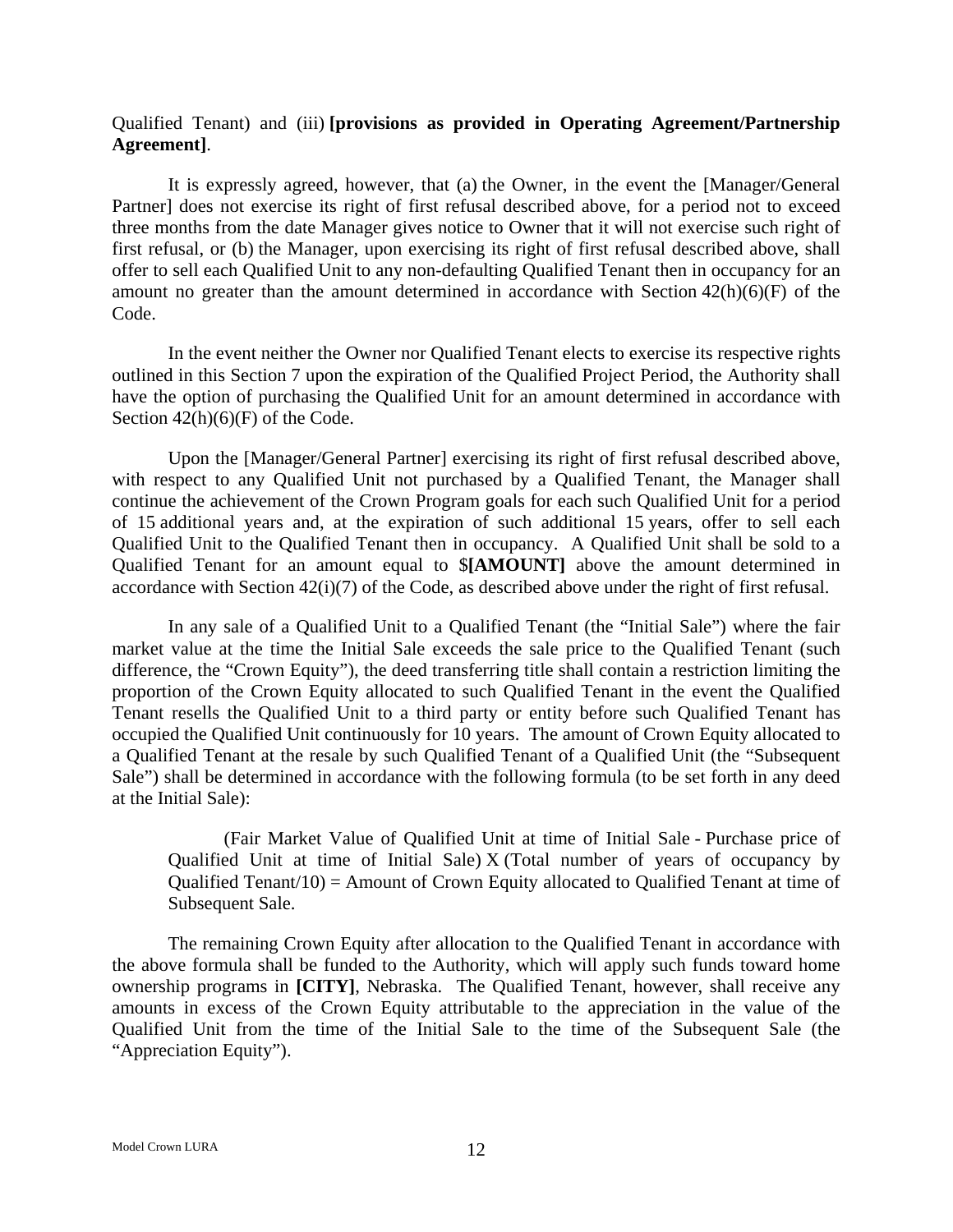Qualified Tenant) and (iii) **[provisions as provided in Operating Agreement/Partnership Agreement]**.

It is expressly agreed, however, that (a) the Owner, in the event the [Manager/General Partner] does not exercise its right of first refusal described above, for a period not to exceed three months from the date Manager gives notice to Owner that it will not exercise such right of first refusal, or (b) the Manager, upon exercising its right of first refusal described above, shall offer to sell each Qualified Unit to any non-defaulting Qualified Tenant then in occupancy for an amount no greater than the amount determined in accordance with Section 42(h)(6)(F) of the Code.

In the event neither the Owner nor Qualified Tenant elects to exercise its respective rights outlined in this Section 7 upon the expiration of the Qualified Project Period, the Authority shall have the option of purchasing the Qualified Unit for an amount determined in accordance with Section 42(h)(6)(F) of the Code.

Upon the [Manager/General Partner] exercising its right of first refusal described above, with respect to any Qualified Unit not purchased by a Qualified Tenant, the Manager shall continue the achievement of the Crown Program goals for each such Qualified Unit for a period of 15 additional years and, at the expiration of such additional 15 years, offer to sell each Qualified Unit to the Qualified Tenant then in occupancy. A Qualified Unit shall be sold to a Qualified Tenant for an amount equal to $**[AMOUNT]** above the amount determined in accordance with Section 42(i)(7) of the Code, as described above under the right of first refusal.

In any sale of a Qualified Unit to a Qualified Tenant (the "Initial Sale") where the fair market value at the time the Initial Sale exceeds the sale price to the Qualified Tenant (such difference, the "Crown Equity"), the deed transferring title shall contain a restriction limiting the proportion of the Crown Equity allocated to such Qualified Tenant in the event the Qualified Tenant resells the Qualified Unit to a third party or entity before such Qualified Tenant has occupied the Qualified Unit continuously for 10 years. The amount of Crown Equity allocated to a Qualified Tenant at the resale by such Qualified Tenant of a Qualified Unit (the "Subsequent Sale") shall be determined in accordance with the following formula (to be set forth in any deed at the Initial Sale):

> (Fair Market Value of Qualified Unit at time of Initial Sale - Purchase price of Qualified Unit at time of Initial Sale) X (Total number of years of occupancy by Qualified Tenant/10) = Amount of Crown Equity allocated to Qualified Tenant at time of Subsequent Sale.

The remaining Crown Equity after allocation to the Qualified Tenant in accordance with the above formula shall be funded to the Authority, which will apply such funds toward home ownership programs in **[CITY]**, Nebraska. The Qualified Tenant, however, shall receive any amounts in excess of the Crown Equity attributable to the appreciation in the value of the Qualified Unit from the time of the Initial Sale to the time of the Subsequent Sale (the "Appreciation Equity").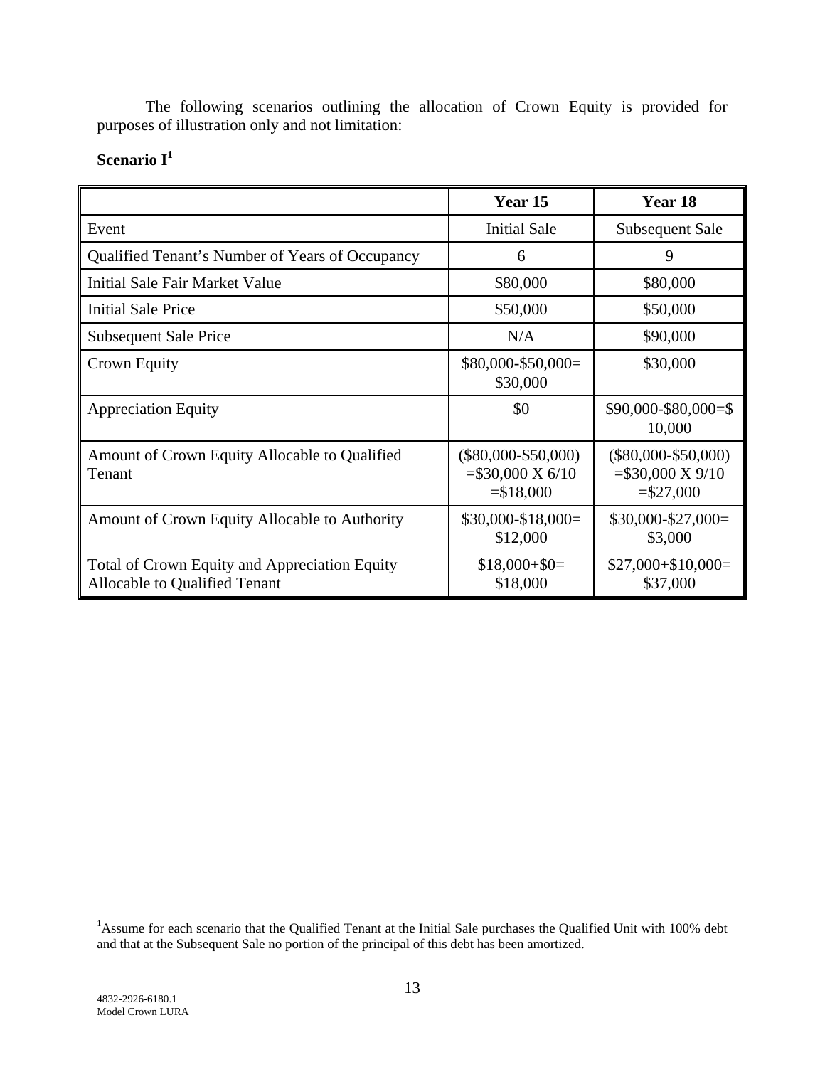The following scenarios outlining the allocation of Crown Equity is provided for purposes of illustration only and not limitation:

**Scenario I**[1]

| | **Year 15** | **Year 18** |
|---|---|---|
| Event | Initial Sale | Subsequent Sale |
| Qualified Tenant's Number of Years of Occupancy | 6 | 9 |
| Initial Sale Fair Market Value | $80,000 | $80,000 |
| Initial Sale Price | $50,000 | $50,000 |
| Subsequent Sale Price | N/A | $90,000 |
| Crown Equity | $80,000-$50,000= $30,000 | $30,000 |
| Appreciation Equity | $0 | $90,000-$80,000=$ 10,000 |
| Amount of Crown Equity Allocable to Qualified Tenant | ($80,000-$50,000) =$30,000 X 6/10 =$18,000 | ($80,000-$50,000) =$30,000 X 9/10 =$27,000 |
| Amount of Crown Equity Allocable to Authority | $30,000-$18,000= $12,000 | $30,000-$27,000= $3,000 |
| Total of Crown Equity and Appreciation Equity Allocable to Qualified Tenant | $18,000+$0= $18,000 | $27,000+$10,000= $37,000 |

[1]Assume for each scenario that the Qualified Tenant at the Initial Sale purchases the Qualified Unit with 100% debt and that at the Subsequent Sale no portion of the principal of this debt has been amortized.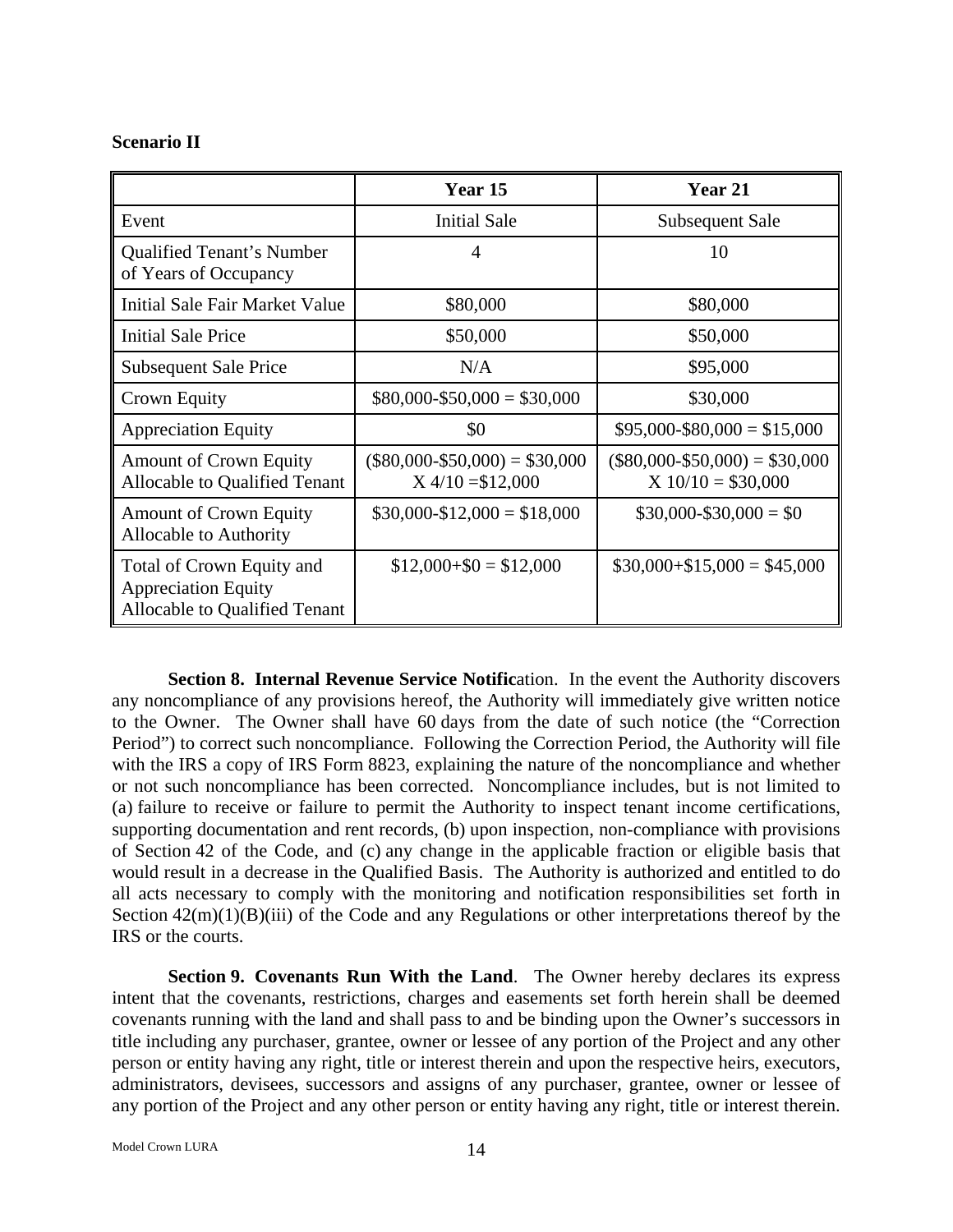**Scenario II**

| | Year 15 | Year 21 |
|---|---|---|
| Event | Initial Sale | Subsequent Sale |
| Qualified Tenant's Number of Years of Occupancy | 4 | 10 |
| Initial Sale Fair Market Value | \$80,000 | \$80,000 |
| Initial Sale Price | \$50,000 | \$50,000 |
| Subsequent Sale Price | N/A | \$95,000 |
| Crown Equity | \$80,000-\$50,000 = \$30,000 | \$30,000 |
| Appreciation Equity | \$0 | \$95,000-\$80,000 = \$15,000 |
| Amount of Crown Equity Allocable to Qualified Tenant | (\$80,000-\$50,000) = \$30,000 X 4/10 =\$12,000 | (\$80,000-\$50,000) = \$30,000 X 10/10 = \$30,000 |
| Amount of Crown Equity Allocable to Authority | \$30,000-\$12,000 = \$18,000 | \$30,000-\$30,000 = \$0 |
| Total of Crown Equity and Appreciation Equity Allocable to Qualified Tenant | \$12,000+\$0 = \$12,000 | \$30,000+\$15,000 = \$45,000 |

**Section 8. Internal Revenue Service Notification.** In the event the Authority discovers any noncompliance of any provisions hereof, the Authority will immediately give written notice to the Owner. The Owner shall have 60 days from the date of such notice (the "Correction Period") to correct such noncompliance. Following the Correction Period, the Authority will file with the IRS a copy of IRS Form 8823, explaining the nature of the noncompliance and whether or not such noncompliance has been corrected. Noncompliance includes, but is not limited to (a) failure to receive or failure to permit the Authority to inspect tenant income certifications, supporting documentation and rent records, (b) upon inspection, non-compliance with provisions of Section 42 of the Code, and (c) any change in the applicable fraction or eligible basis that would result in a decrease in the Qualified Basis. The Authority is authorized and entitled to do all acts necessary to comply with the monitoring and notification responsibilities set forth in Section 42(m)(1)(B)(iii) of the Code and any Regulations or other interpretations thereof by the IRS or the courts.

**Section 9. Covenants Run With the Land**. The Owner hereby declares its express intent that the covenants, restrictions, charges and easements set forth herein shall be deemed covenants running with the land and shall pass to and be binding upon the Owner's successors in title including any purchaser, grantee, owner or lessee of any portion of the Project and any other person or entity having any right, title or interest therein and upon the respective heirs, executors, administrators, devisees, successors and assigns of any purchaser, grantee, owner or lessee of any portion of the Project and any other person or entity having any right, title or interest therein.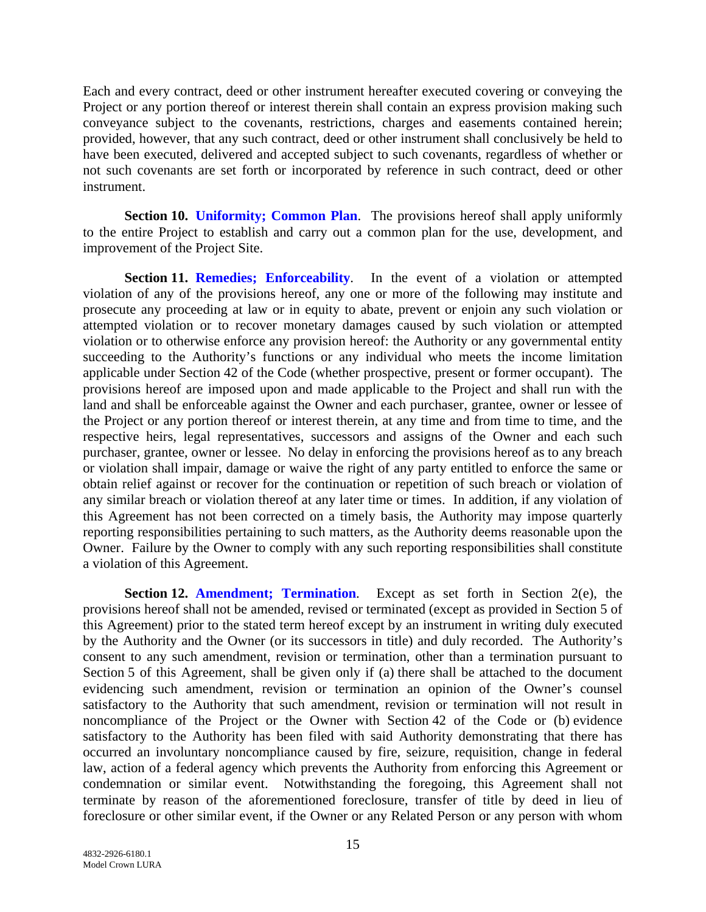Each and every contract, deed or other instrument hereafter executed covering or conveying the Project or any portion thereof or interest therein shall contain an express provision making such conveyance subject to the covenants, restrictions, charges and easements contained herein; provided, however, that any such contract, deed or other instrument shall conclusively be held to have been executed, delivered and accepted subject to such covenants, regardless of whether or not such covenants are set forth or incorporated by reference in such contract, deed or other instrument.

**Section 10. Uniformity; Common Plan**. The provisions hereof shall apply uniformly to the entire Project to establish and carry out a common plan for the use, development, and improvement of the Project Site.

**Section 11. Remedies; Enforceability**. In the event of a violation or attempted violation of any of the provisions hereof, any one or more of the following may institute and prosecute any proceeding at law or in equity to abate, prevent or enjoin any such violation or attempted violation or to recover monetary damages caused by such violation or attempted violation or to otherwise enforce any provision hereof: the Authority or any governmental entity succeeding to the Authority's functions or any individual who meets the income limitation applicable under Section 42 of the Code (whether prospective, present or former occupant). The provisions hereof are imposed upon and made applicable to the Project and shall run with the land and shall be enforceable against the Owner and each purchaser, grantee, owner or lessee of the Project or any portion thereof or interest therein, at any time and from time to time, and the respective heirs, legal representatives, successors and assigns of the Owner and each such purchaser, grantee, owner or lessee. No delay in enforcing the provisions hereof as to any breach or violation shall impair, damage or waive the right of any party entitled to enforce the same or obtain relief against or recover for the continuation or repetition of such breach or violation of any similar breach or violation thereof at any later time or times. In addition, if any violation of this Agreement has not been corrected on a timely basis, the Authority may impose quarterly reporting responsibilities pertaining to such matters, as the Authority deems reasonable upon the Owner. Failure by the Owner to comply with any such reporting responsibilities shall constitute a violation of this Agreement.

**Section 12. Amendment; Termination**. Except as set forth in Section 2(e), the provisions hereof shall not be amended, revised or terminated (except as provided in Section 5 of this Agreement) prior to the stated term hereof except by an instrument in writing duly executed by the Authority and the Owner (or its successors in title) and duly recorded. The Authority's consent to any such amendment, revision or termination, other than a termination pursuant to Section 5 of this Agreement, shall be given only if (a) there shall be attached to the document evidencing such amendment, revision or termination an opinion of the Owner's counsel satisfactory to the Authority that such amendment, revision or termination will not result in noncompliance of the Project or the Owner with Section 42 of the Code or (b) evidence satisfactory to the Authority has been filed with said Authority demonstrating that there has occurred an involuntary noncompliance caused by fire, seizure, requisition, change in federal law, action of a federal agency which prevents the Authority from enforcing this Agreement or condemnation or similar event. Notwithstanding the foregoing, this Agreement shall not terminate by reason of the aforementioned foreclosure, transfer of title by deed in lieu of foreclosure or other similar event, if the Owner or any Related Person or any person with whom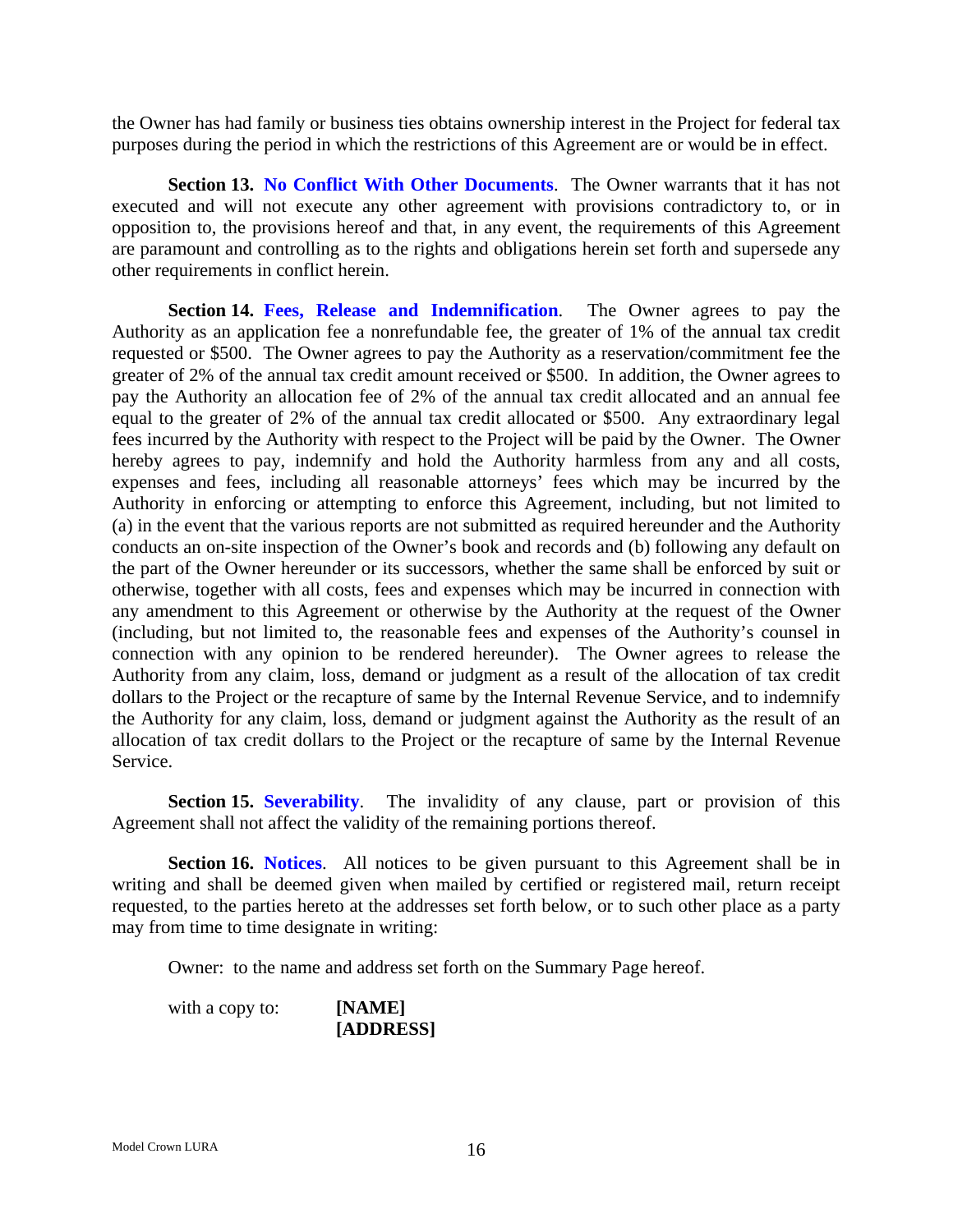the Owner has had family or business ties obtains ownership interest in the Project for federal tax purposes during the period in which the restrictions of this Agreement are or would be in effect.

**Section 13. No Conflict With Other Documents**. The Owner warrants that it has not executed and will not execute any other agreement with provisions contradictory to, or in opposition to, the provisions hereof and that, in any event, the requirements of this Agreement are paramount and controlling as to the rights and obligations herein set forth and supersede any other requirements in conflict herein.

**Section 14. Fees, Release and Indemnification**. The Owner agrees to pay the Authority as an application fee a nonrefundable fee, the greater of 1% of the annual tax credit requested or $500. The Owner agrees to pay the Authority as a reservation/commitment fee the greater of 2% of the annual tax credit amount received or $500. In addition, the Owner agrees to pay the Authority an allocation fee of 2% of the annual tax credit allocated and an annual fee equal to the greater of 2% of the annual tax credit allocated or $500. Any extraordinary legal fees incurred by the Authority with respect to the Project will be paid by the Owner. The Owner hereby agrees to pay, indemnify and hold the Authority harmless from any and all costs, expenses and fees, including all reasonable attorneys' fees which may be incurred by the Authority in enforcing or attempting to enforce this Agreement, including, but not limited to (a) in the event that the various reports are not submitted as required hereunder and the Authority conducts an on-site inspection of the Owner's book and records and (b) following any default on the part of the Owner hereunder or its successors, whether the same shall be enforced by suit or otherwise, together with all costs, fees and expenses which may be incurred in connection with any amendment to this Agreement or otherwise by the Authority at the request of the Owner (including, but not limited to, the reasonable fees and expenses of the Authority's counsel in connection with any opinion to be rendered hereunder). The Owner agrees to release the Authority from any claim, loss, demand or judgment as a result of the allocation of tax credit dollars to the Project or the recapture of same by the Internal Revenue Service, and to indemnify the Authority for any claim, loss, demand or judgment against the Authority as the result of an allocation of tax credit dollars to the Project or the recapture of same by the Internal Revenue Service.

**Section 15. Severability**. The invalidity of any clause, part or provision of this Agreement shall not affect the validity of the remaining portions thereof.

**Section 16. Notices**. All notices to be given pursuant to this Agreement shall be in writing and shall be deemed given when mailed by certified or registered mail, return receipt requested, to the parties hereto at the addresses set forth below, or to such other place as a party may from time to time designate in writing:

Owner: to the name and address set forth on the Summary Page hereof.

with a copy to: **[NAME]**
**[ADDRESS]**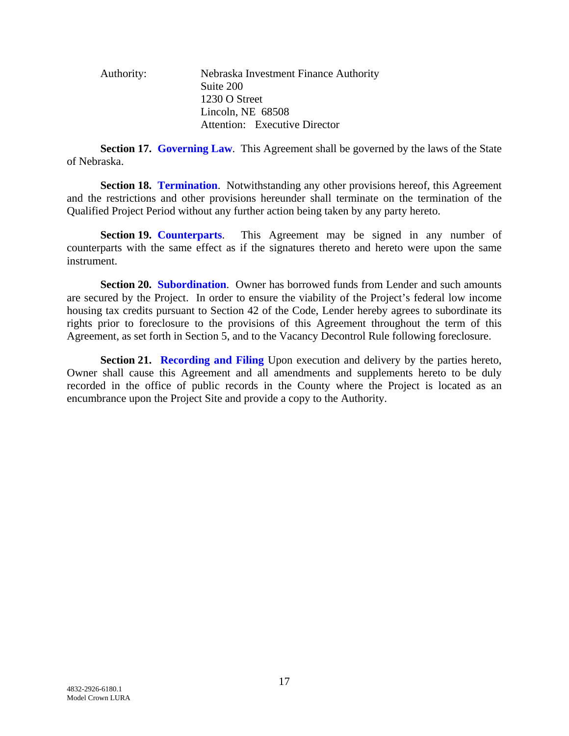Authority: Nebraska Investment Finance Authority
Suite 200
1230 O Street
Lincoln, NE 68508
Attention: Executive Director

**Section 17. Governing Law**. This Agreement shall be governed by the laws of the State of Nebraska.

**Section 18. Termination**. Notwithstanding any other provisions hereof, this Agreement and the restrictions and other provisions hereunder shall terminate on the termination of the Qualified Project Period without any further action being taken by any party hereto.

**Section 19. Counterparts**. This Agreement may be signed in any number of counterparts with the same effect as if the signatures thereto and hereto were upon the same instrument.

**Section 20. Subordination**. Owner has borrowed funds from Lender and such amounts are secured by the Project. In order to ensure the viability of the Project's federal low income housing tax credits pursuant to Section 42 of the Code, Lender hereby agrees to subordinate its rights prior to foreclosure to the provisions of this Agreement throughout the term of this Agreement, as set forth in Section 5, and to the Vacancy Decontrol Rule following foreclosure.

**Section 21. Recording and Filing** Upon execution and delivery by the parties hereto, Owner shall cause this Agreement and all amendments and supplements hereto to be duly recorded in the office of public records in the County where the Project is located as an encumbrance upon the Project Site and provide a copy to the Authority.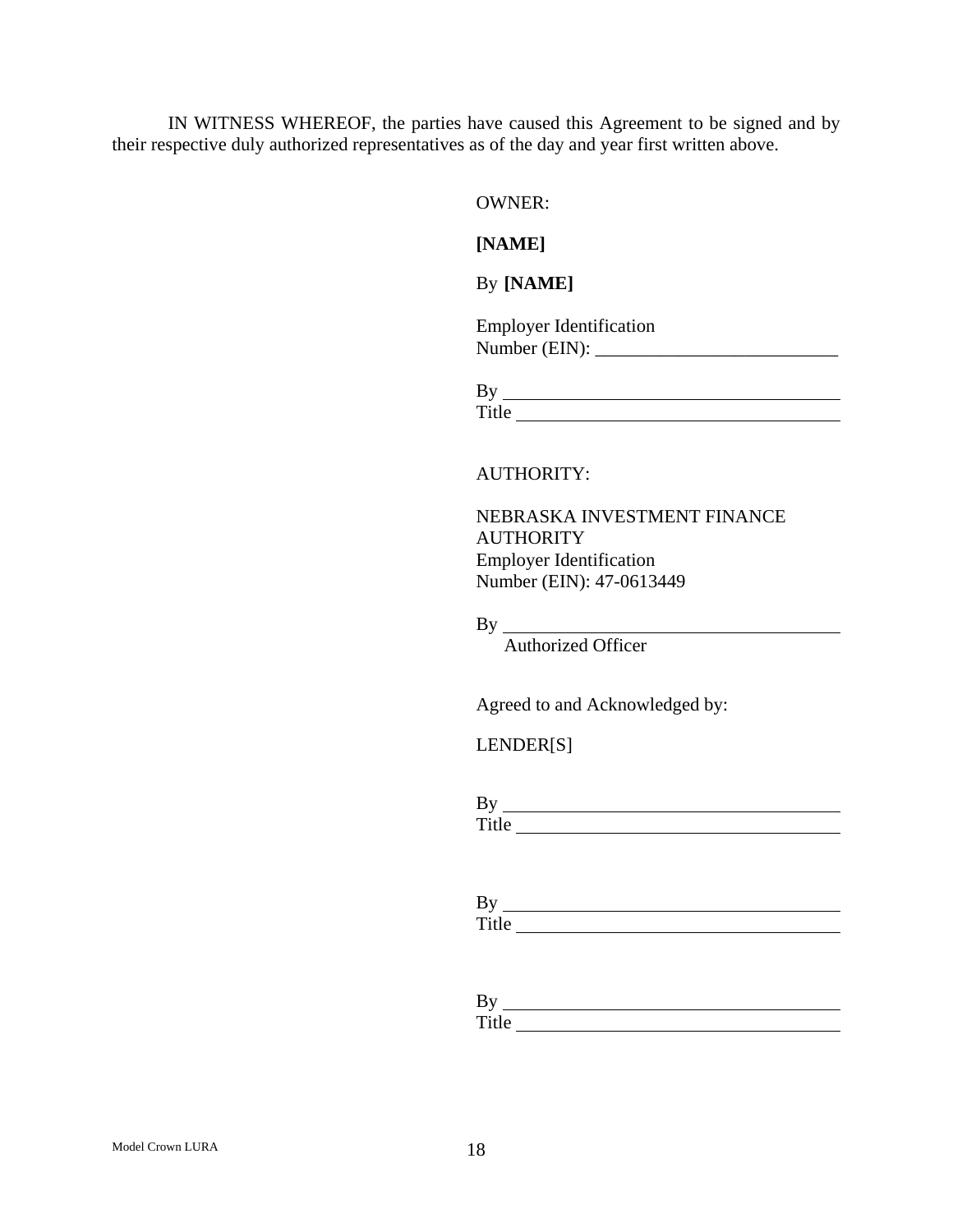IN WITNESS WHEREOF, the parties have caused this Agreement to be signed and by their respective duly authorized representatives as of the day and year first written above.

OWNER:

**[NAME]**

By **[NAME]**

Employer Identification
Number (EIN): ___________________________

By ______________________________________
Title ____________________________________

AUTHORITY:

NEBRASKA INVESTMENT FINANCE AUTHORITY
Employer Identification
Number (EIN): 47-0613449

By ______________________________________
Authorized Officer

Agreed to and Acknowledged by:

LENDER[S]

By ______________________________________
Title ____________________________________

By ______________________________________
Title ____________________________________

By ______________________________________
Title ____________________________________

Model Crown LURA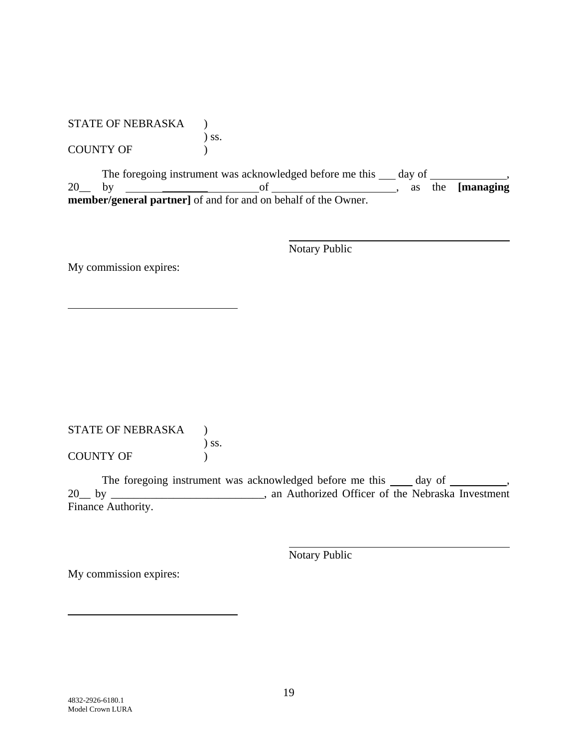STATE OF NEBRASKA )
) ss.
COUNTY OF )

The foregoing instrument was acknowledged before me this ___ day of _____________, 20__ by ________________________ of _____________________, as the **[managing member/general partner]** of and for and on behalf of the Owner.

_________________________________________
Notary Public

My commission expires:

______________________________

STATE OF NEBRASKA )
) ss.
COUNTY OF )

The foregoing instrument was acknowledged before me this ____ day of __________, 20__ by ___________________________, an Authorized Officer of the Nebraska Investment Finance Authority.

_________________________________________
Notary Public

My commission expires:

______________________________

4832-2926-6180.1
Model Crown LURA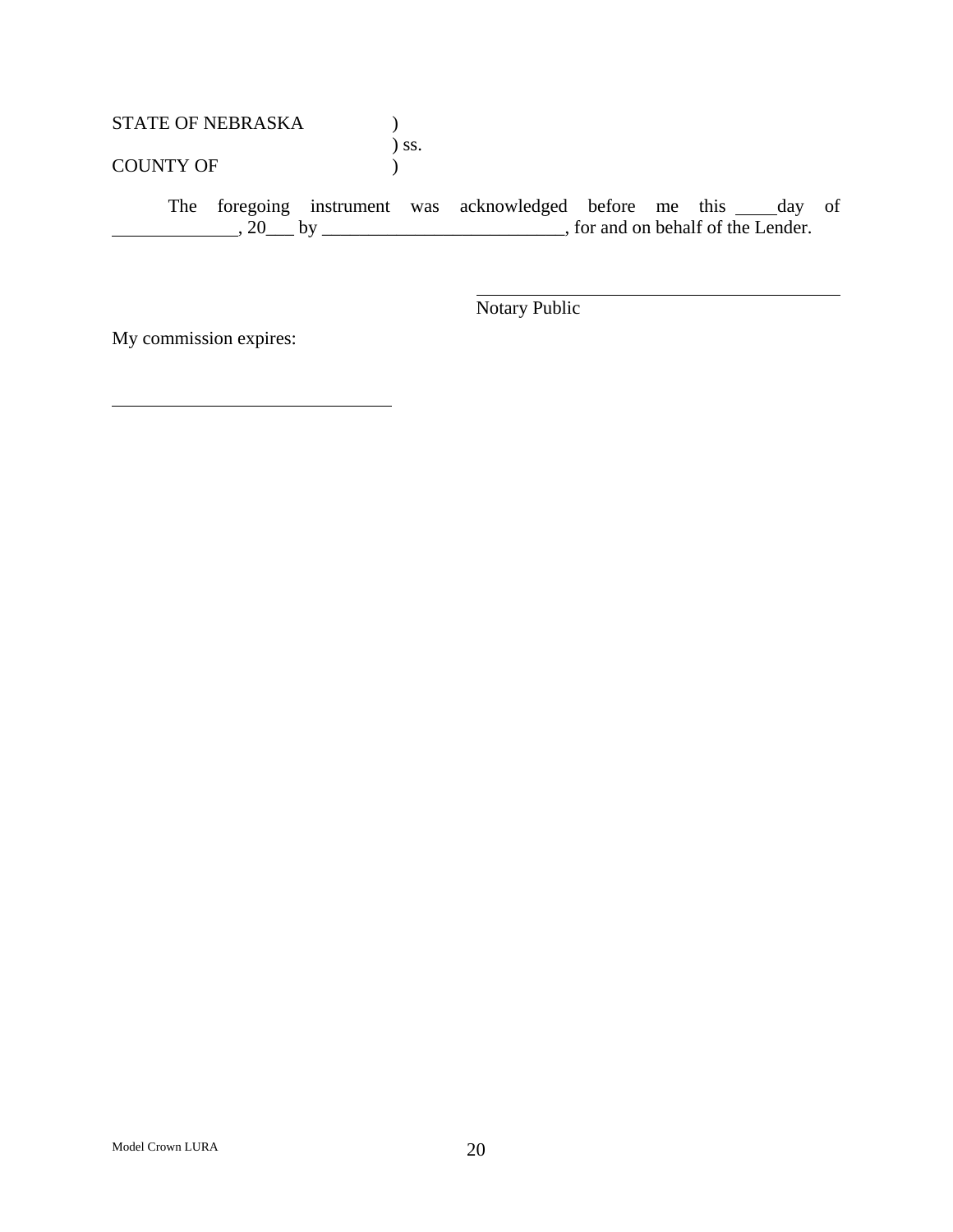STATE OF NEBRASKA )
) ss.
COUNTY OF )

The foregoing instrument was acknowledged before me this _____day of ______________, 20___ by ___________________________, for and on behalf of the Lender.

_____________________________________________
Notary Public

My commission expires:

_______________________________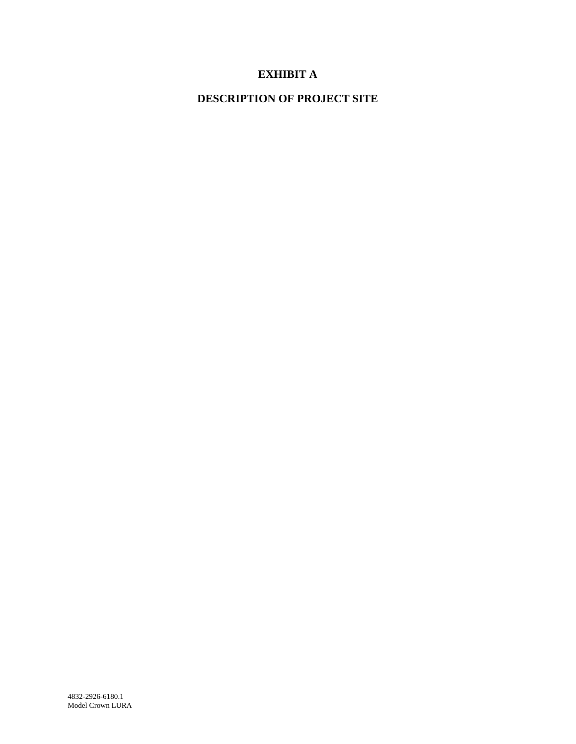# EXHIBIT A

# DESCRIPTION OF PROJECT SITE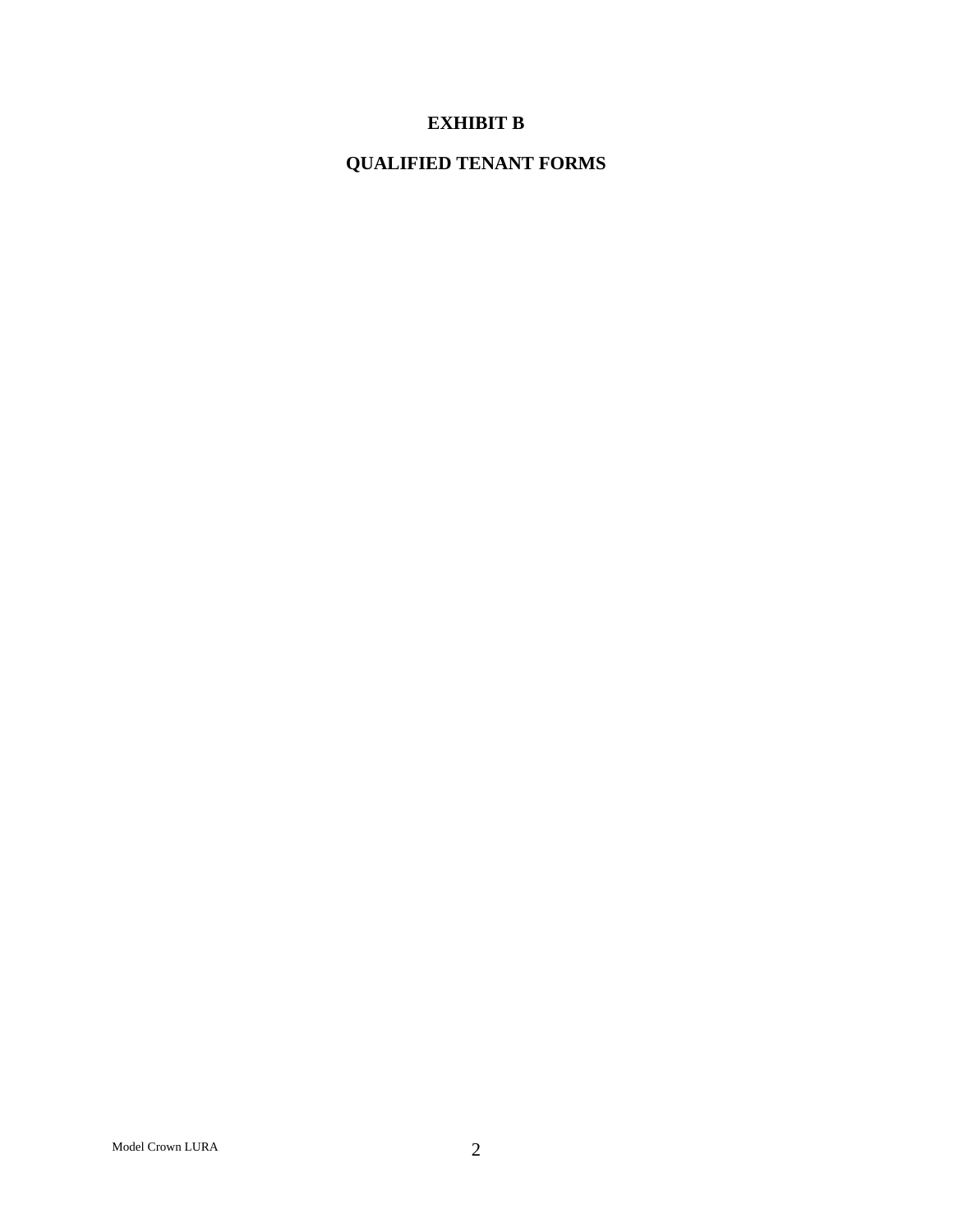# EXHIBIT B

# QUALIFIED TENANT FORMS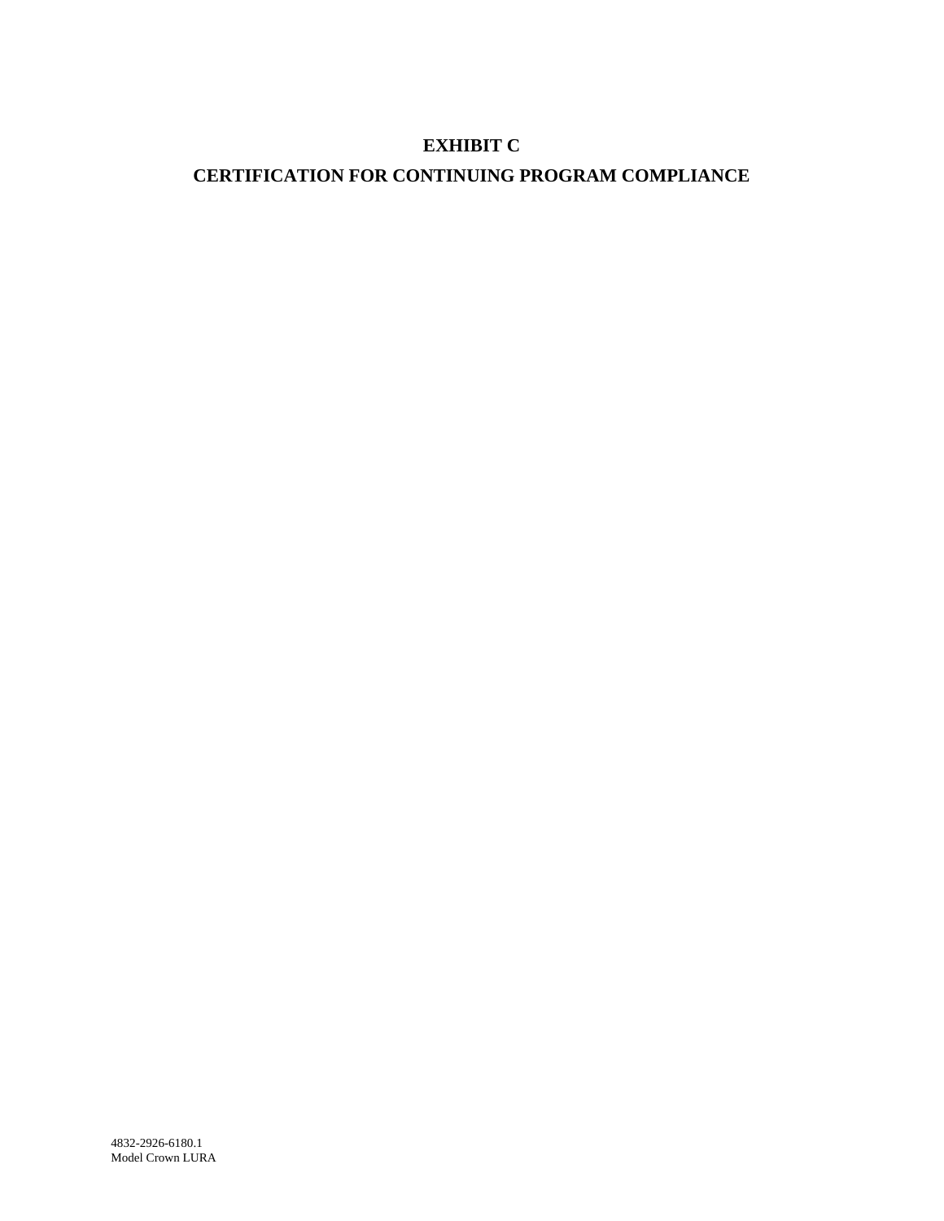# EXHIBIT C

# CERTIFICATION FOR CONTINUING PROGRAM COMPLIANCE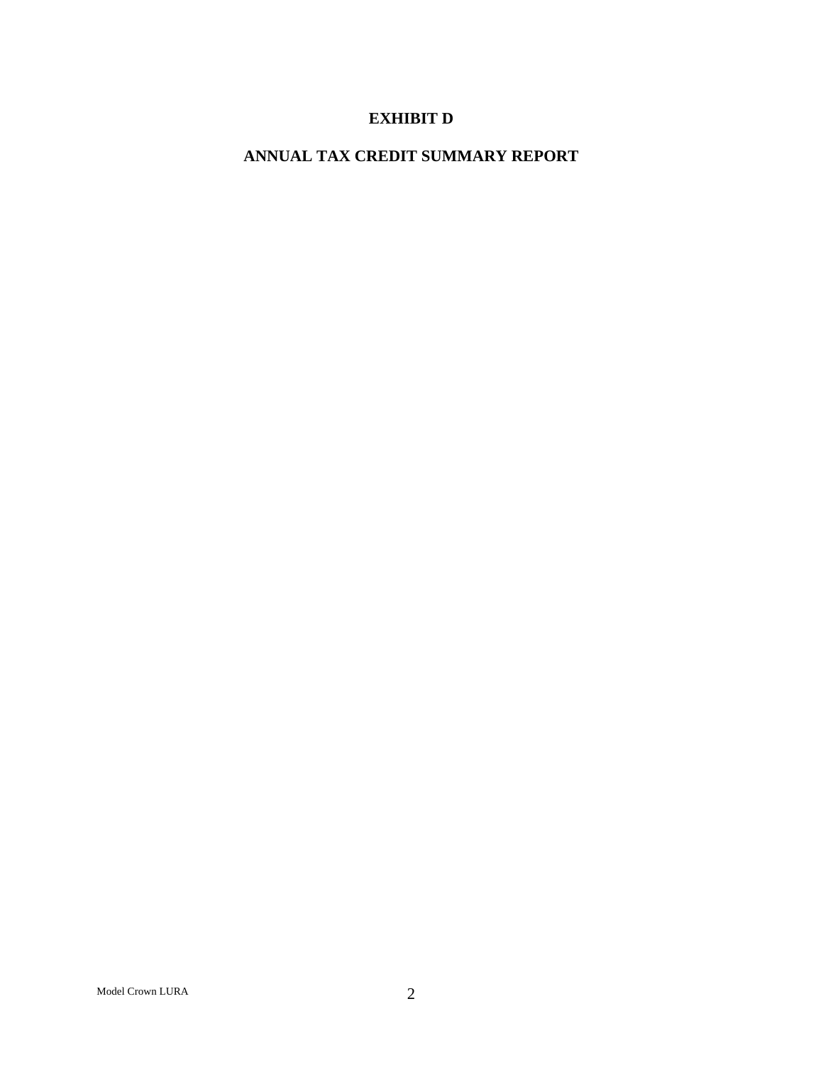# EXHIBIT D

## ANNUAL TAX CREDIT SUMMARY REPORT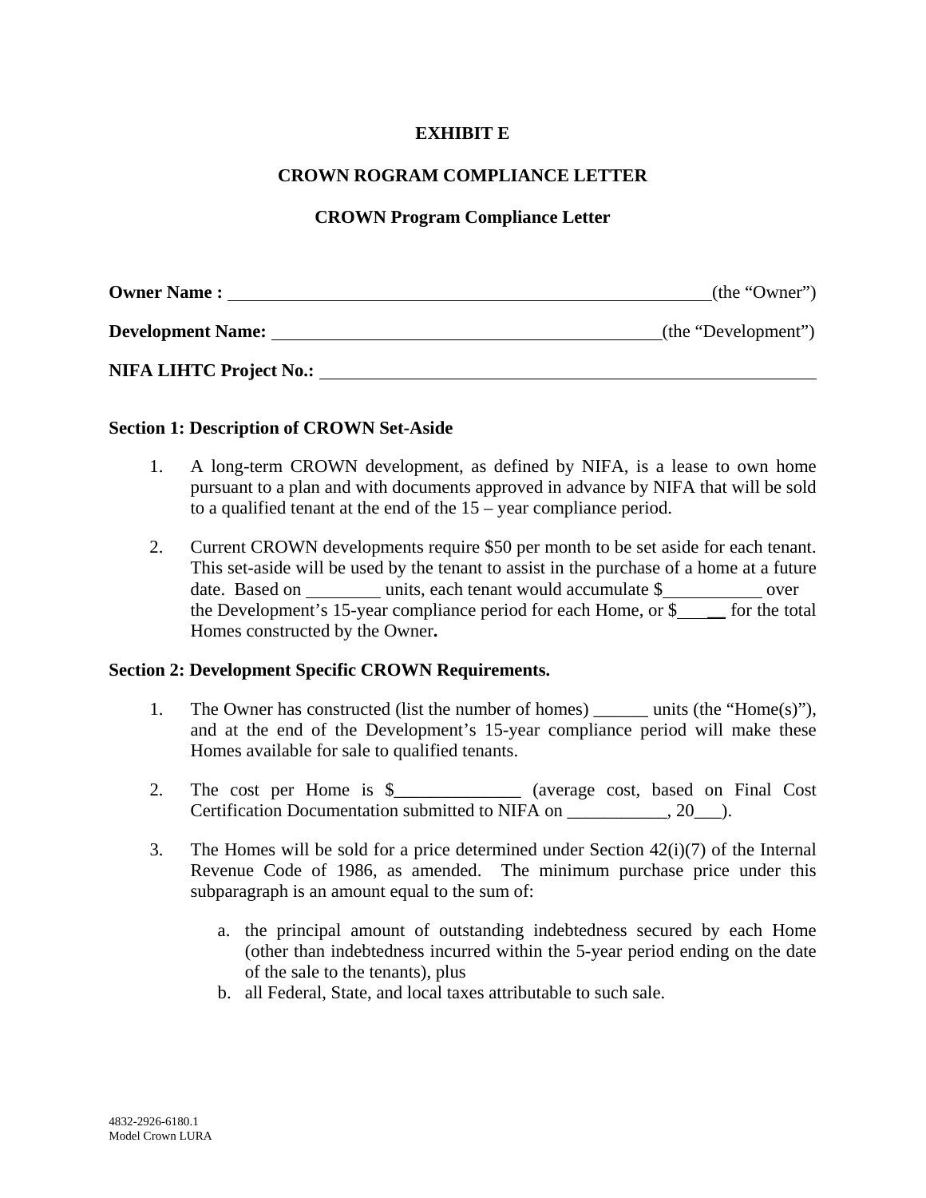# EXHIBIT E

## CROWN ROGRAM COMPLIANCE LETTER

### CROWN Program Compliance Letter

**Owner Name :** ________________________________________________________(the "Owner")

**Development Name:** ____________________________________________(the "Development")

**NIFA LIHTC Project No.:** ________________________________________________________

**Section 1: Description of CROWN Set-Aside**

1. A long-term CROWN development, as defined by NIFA, is a lease to own home pursuant to a plan and with documents approved in advance by NIFA that will be sold to a qualified tenant at the end of the 15 – year compliance period.

2. Current CROWN developments require $50 per month to be set aside for each tenant. This set-aside will be used by the tenant to assist in the purchase of a home at a future date. Based on ________ units, each tenant would accumulate $___________ over the Development's 15-year compliance period for each Home, or $______ for the total Homes constructed by the Owner**.**

**Section 2: Development Specific CROWN Requirements.**

1. The Owner has constructed (list the number of homes) ______ units (the "Home(s)"), and at the end of the Development's 15-year compliance period will make these Homes available for sale to qualified tenants.

2. The cost per Home is $______________ (average cost, based on Final Cost Certification Documentation submitted to NIFA on ___________, 20___).

3. The Homes will be sold for a price determined under Section 42(i)(7) of the Internal Revenue Code of 1986, as amended. The minimum purchase price under this subparagraph is an amount equal to the sum of:

   a. the principal amount of outstanding indebtedness secured by each Home (other than indebtedness incurred within the 5-year period ending on the date of the sale to the tenants), plus
   b. all Federal, State, and local taxes attributable to such sale.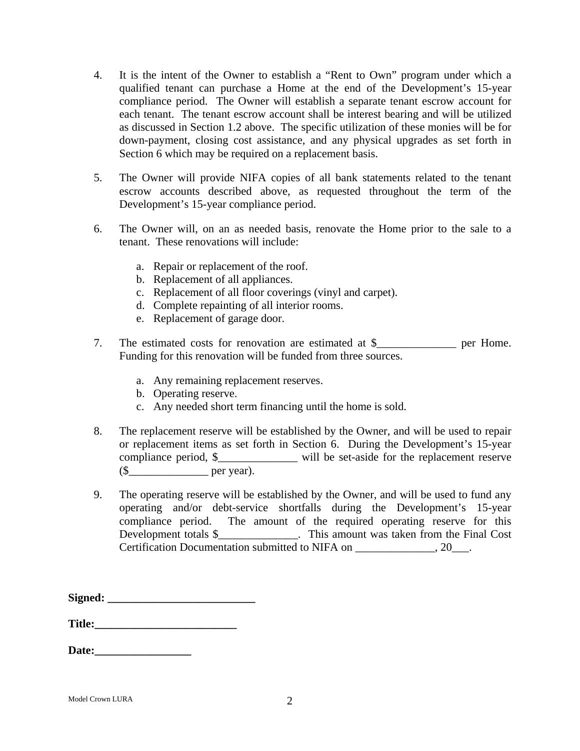4. It is the intent of the Owner to establish a "Rent to Own" program under which a qualified tenant can purchase a Home at the end of the Development's 15-year compliance period. The Owner will establish a separate tenant escrow account for each tenant. The tenant escrow account shall be interest bearing and will be utilized as discussed in Section 1.2 above. The specific utilization of these monies will be for down-payment, closing cost assistance, and any physical upgrades as set forth in Section 6 which may be required on a replacement basis.

5. The Owner will provide NIFA copies of all bank statements related to the tenant escrow accounts described above, as requested throughout the term of the Development's 15-year compliance period.

6. The Owner will, on an as needed basis, renovate the Home prior to the sale to a tenant. These renovations will include:

   a. Repair or replacement of the roof.
   b. Replacement of all appliances.
   c. Replacement of all floor coverings (vinyl and carpet).
   d. Complete repainting of all interior rooms.
   e. Replacement of garage door.

7. The estimated costs for renovation are estimated at $______________ per Home. Funding for this renovation will be funded from three sources.

   a. Any remaining replacement reserves.
   b. Operating reserve.
   c. Any needed short term financing until the home is sold.

8. The replacement reserve will be established by the Owner, and will be used to repair or replacement items as set forth in Section 6. During the Development's 15-year compliance period, $______________ will be set-aside for the replacement reserve ($______________ per year).

9. The operating reserve will be established by the Owner, and will be used to fund any operating and/or debt-service shortfalls during the Development's 15-year compliance period. The amount of the required operating reserve for this Development totals $______________. This amount was taken from the Final Cost Certification Documentation submitted to NIFA on ______________, 20___.

**Signed: __________________________**

**Title:_________________________**

**Date:_________________**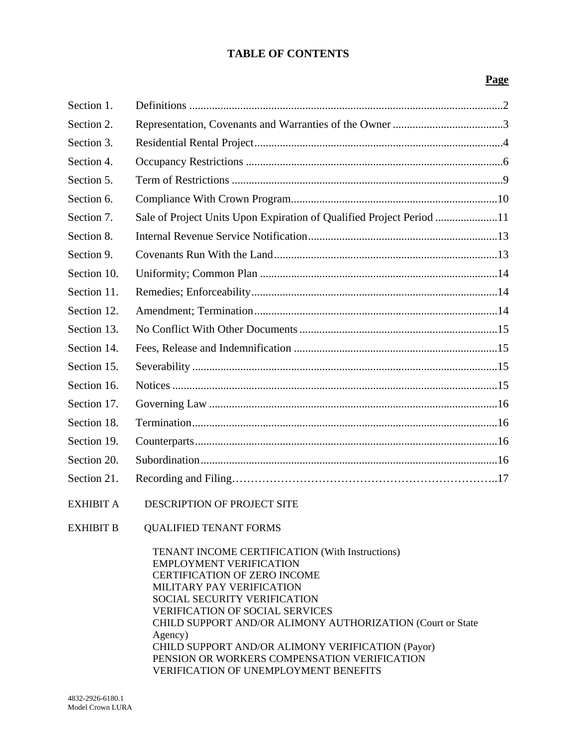# TABLE OF CONTENTS

| | | Page |
|---|---|---|
| Section 1. | Definitions | 2 |
| Section 2. | Representation, Covenants and Warranties of the Owner | 3 |
| Section 3. | Residential Rental Project | 4 |
| Section 4. | Occupancy Restrictions | 6 |
| Section 5. | Term of Restrictions | 9 |
| Section 6. | Compliance With Crown Program | 10 |
| Section 7. | Sale of Project Units Upon Expiration of Qualified Project Period | 11 |
| Section 8. | Internal Revenue Service Notification | 13 |
| Section 9. | Covenants Run With the Land | 13 |
| Section 10. | Uniformity; Common Plan | 14 |
| Section 11. | Remedies; Enforceability | 14 |
| Section 12. | Amendment; Termination | 14 |
| Section 13. | No Conflict With Other Documents | 15 |
| Section 14. | Fees, Release and Indemnification | 15 |
| Section 15. | Severability | 15 |
| Section 16. | Notices | 15 |
| Section 17. | Governing Law | 16 |
| Section 18. | Termination | 16 |
| Section 19. | Counterparts | 16 |
| Section 20. | Subordination | 16 |
| Section 21. | Recording and Filing | 17 |

EXHIBIT A DESCRIPTION OF PROJECT SITE

EXHIBIT B QUALIFIED TENANT FORMS

- TENANT INCOME CERTIFICATION (With Instructions)
- EMPLOYMENT VERIFICATION
- CERTIFICATION OF ZERO INCOME
- MILITARY PAY VERIFICATION
- SOCIAL SECURITY VERIFICATION
- VERIFICATION OF SOCIAL SERVICES
- CHILD SUPPORT AND/OR ALIMONY AUTHORIZATION (Court or State Agency)
- CHILD SUPPORT AND/OR ALIMONY VERIFICATION (Payor)
- PENSION OR WORKERS COMPENSATION VERIFICATION
- VERIFICATION OF UNEMPLOYMENT BENEFITS

4832-2926-6180.1
Model Crown LURA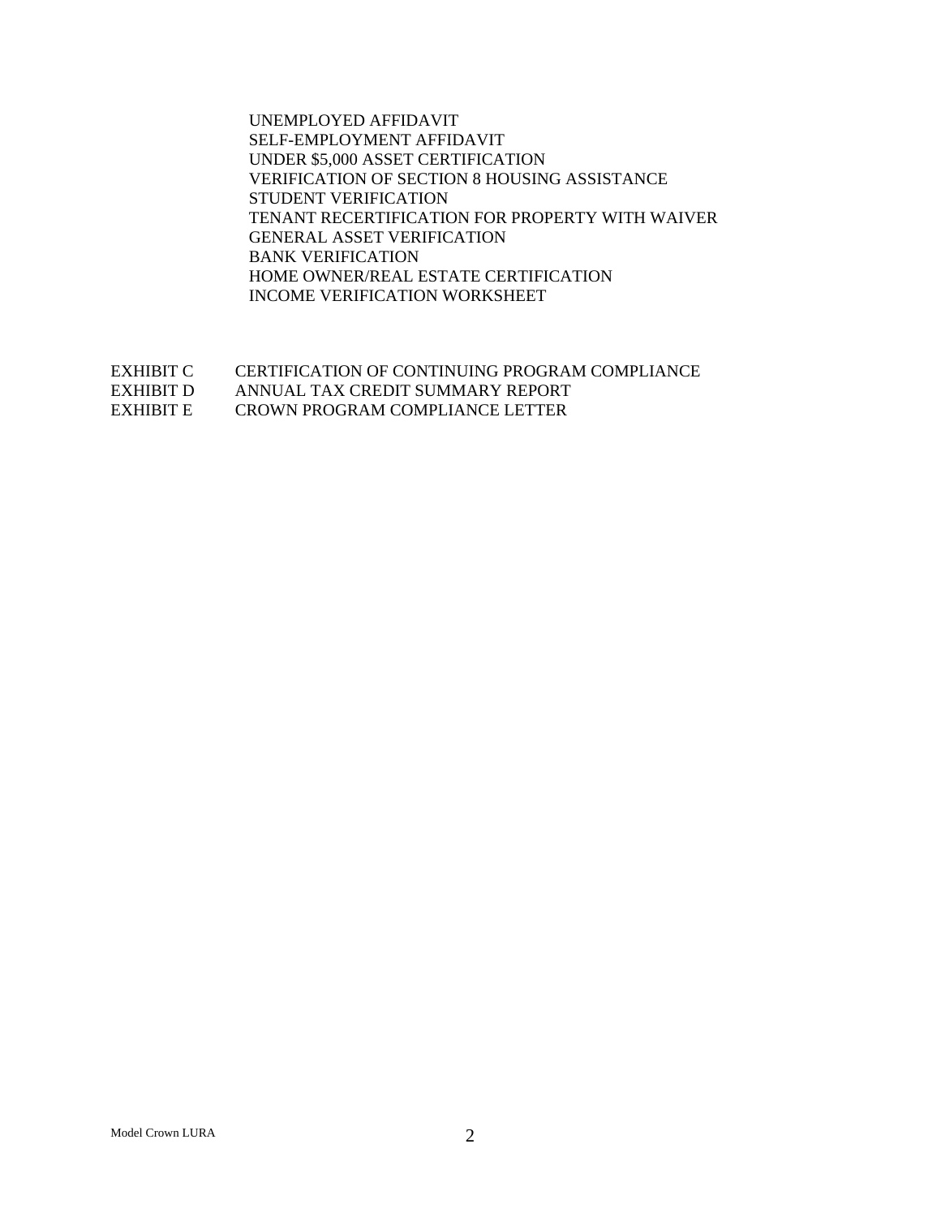UNEMPLOYED AFFIDAVIT
SELF-EMPLOYMENT AFFIDAVIT
UNDER $5,000 ASSET CERTIFICATION
VERIFICATION OF SECTION 8 HOUSING ASSISTANCE
STUDENT VERIFICATION
TENANT RECERTIFICATION FOR PROPERTY WITH WAIVER
GENERAL ASSET VERIFICATION
BANK VERIFICATION
HOME OWNER/REAL ESTATE CERTIFICATION
INCOME VERIFICATION WORKSHEET

EXHIBIT C CERTIFICATION OF CONTINUING PROGRAM COMPLIANCE
EXHIBIT D ANNUAL TAX CREDIT SUMMARY REPORT
EXHIBIT E CROWN PROGRAM COMPLIANCE LETTER